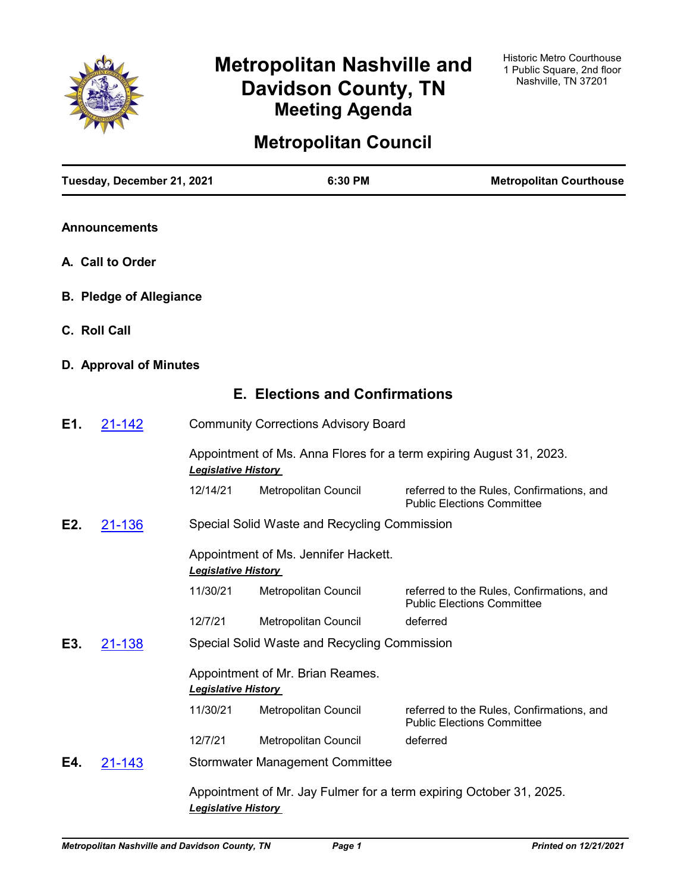# Metropolitan Nashville and Davidson County, TN
## Meeting Agenda

Historic Metro Courthouse
1 Public Square, 2nd floor
Nashville, TN 37201

# Metropolitan Council

**Tuesday, December 21, 2021** | **6:30 PM** | **Metropolitan Courthouse**

**Announcements**

**A. Call to Order**

**B. Pledge of Allegiance**

**C. Roll Call**

**D. Approval of Minutes**

## E. Elections and Confirmations

**E1.** 21-142 Community Corrections Advisory Board

Appointment of Ms. Anna Flores for a term expiring August 31, 2023.

***Legislative History***

| | | |
|---|---|---|
| 12/14/21 | Metropolitan Council | referred to the Rules, Confirmations, and Public Elections Committee |

**E2.** 21-136 Special Solid Waste and Recycling Commission

Appointment of Ms. Jennifer Hackett.

***Legislative History***

| | | |
|---|---|---|
| 11/30/21 | Metropolitan Council | referred to the Rules, Confirmations, and Public Elections Committee |
| 12/7/21 | Metropolitan Council | deferred |

**E3.** 21-138 Special Solid Waste and Recycling Commission

Appointment of Mr. Brian Reames.

***Legislative History***

| | | |
|---|---|---|
| 11/30/21 | Metropolitan Council | referred to the Rules, Confirmations, and Public Elections Committee |
| 12/7/21 | Metropolitan Council | deferred |

**E4.** 21-143 Stormwater Management Committee

Appointment of Mr. Jay Fulmer for a term expiring October 31, 2025.

***Legislative History***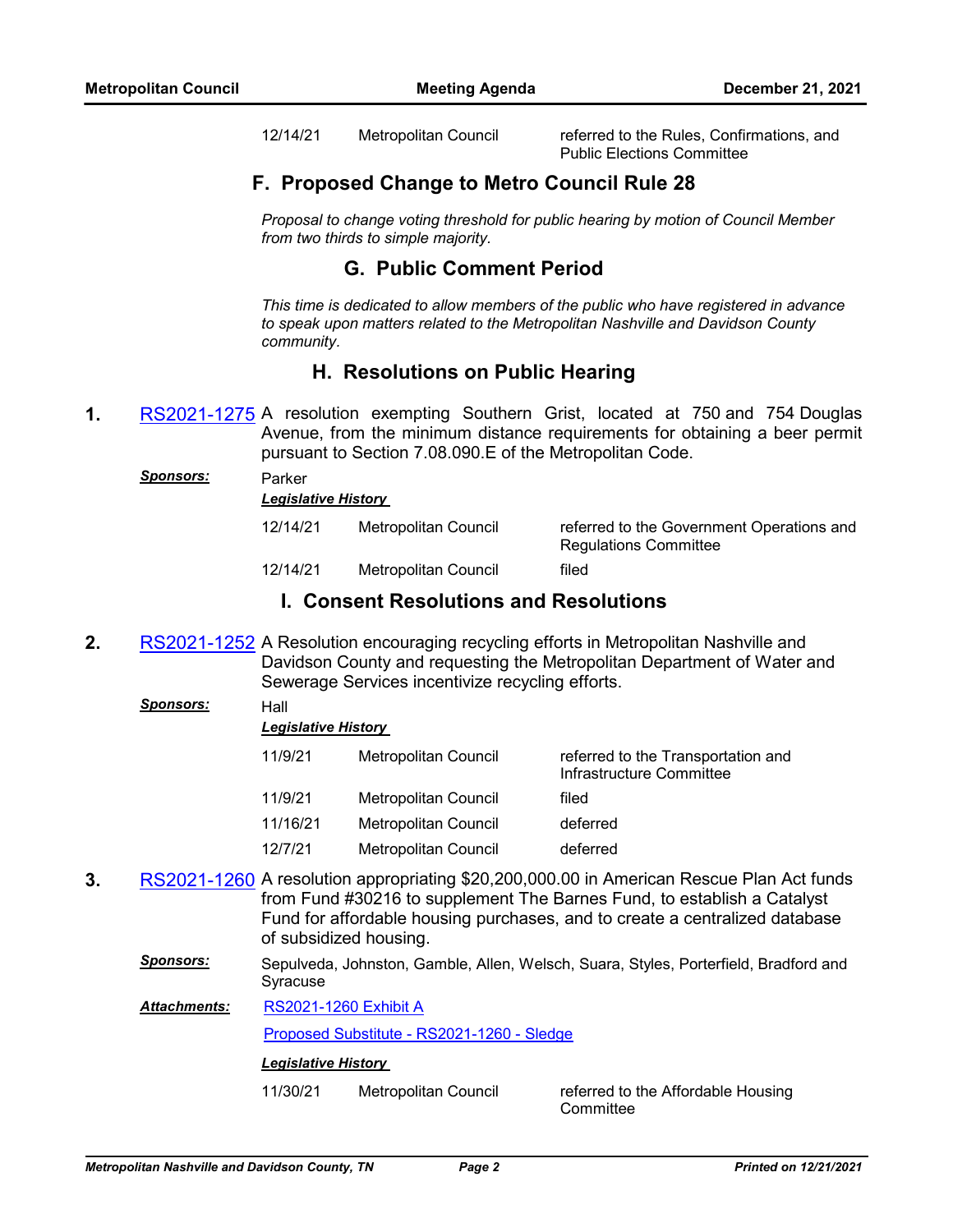| | | |
|---|---|---|
| 12/14/21 | Metropolitan Council | referred to the Rules, Confirmations, and Public Elections Committee |

## F. Proposed Change to Metro Council Rule 28

*Proposal to change voting threshold for public hearing by motion of Council Member from two thirds to simple majority.*

## G. Public Comment Period

*This time is dedicated to allow members of the public who have registered in advance to speak upon matters related to the Metropolitan Nashville and Davidson County community.*

## H. Resolutions on Public Hearing

**1.** RS2021-1275 A resolution exempting Southern Grist, located at 750 and 754 Douglas Avenue, from the minimum distance requirements for obtaining a beer permit pursuant to Section 7.08.090.E of the Metropolitan Code.

***Sponsors:*** Parker

***Legislative History***

| | | |
|---|---|---|
| 12/14/21 | Metropolitan Council | referred to the Government Operations and Regulations Committee |
| 12/14/21 | Metropolitan Council | filed |

## I. Consent Resolutions and Resolutions

**2.** RS2021-1252 A Resolution encouraging recycling efforts in Metropolitan Nashville and Davidson County and requesting the Metropolitan Department of Water and Sewerage Services incentivize recycling efforts.

***Sponsors:*** Hall

***Legislative History***

| | | |
|---|---|---|
| 11/9/21 | Metropolitan Council | referred to the Transportation and Infrastructure Committee |
| 11/9/21 | Metropolitan Council | filed |
| 11/16/21 | Metropolitan Council | deferred |
| 12/7/21 | Metropolitan Council | deferred |

**3.** RS2021-1260 A resolution appropriating $20,200,000.00 in American Rescue Plan Act funds from Fund #30216 to supplement The Barnes Fund, to establish a Catalyst Fund for affordable housing purchases, and to create a centralized database of subsidized housing.

***Sponsors:*** Sepulveda, Johnston, Gamble, Allen, Welsch, Suara, Styles, Porterfield, Bradford and Syracuse

***Attachments:*** RS2021-1260 Exhibit A

Proposed Substitute - RS2021-1260 - Sledge

***Legislative History***

| | | |
|---|---|---|
| 11/30/21 | Metropolitan Council | referred to the Affordable Housing Committee |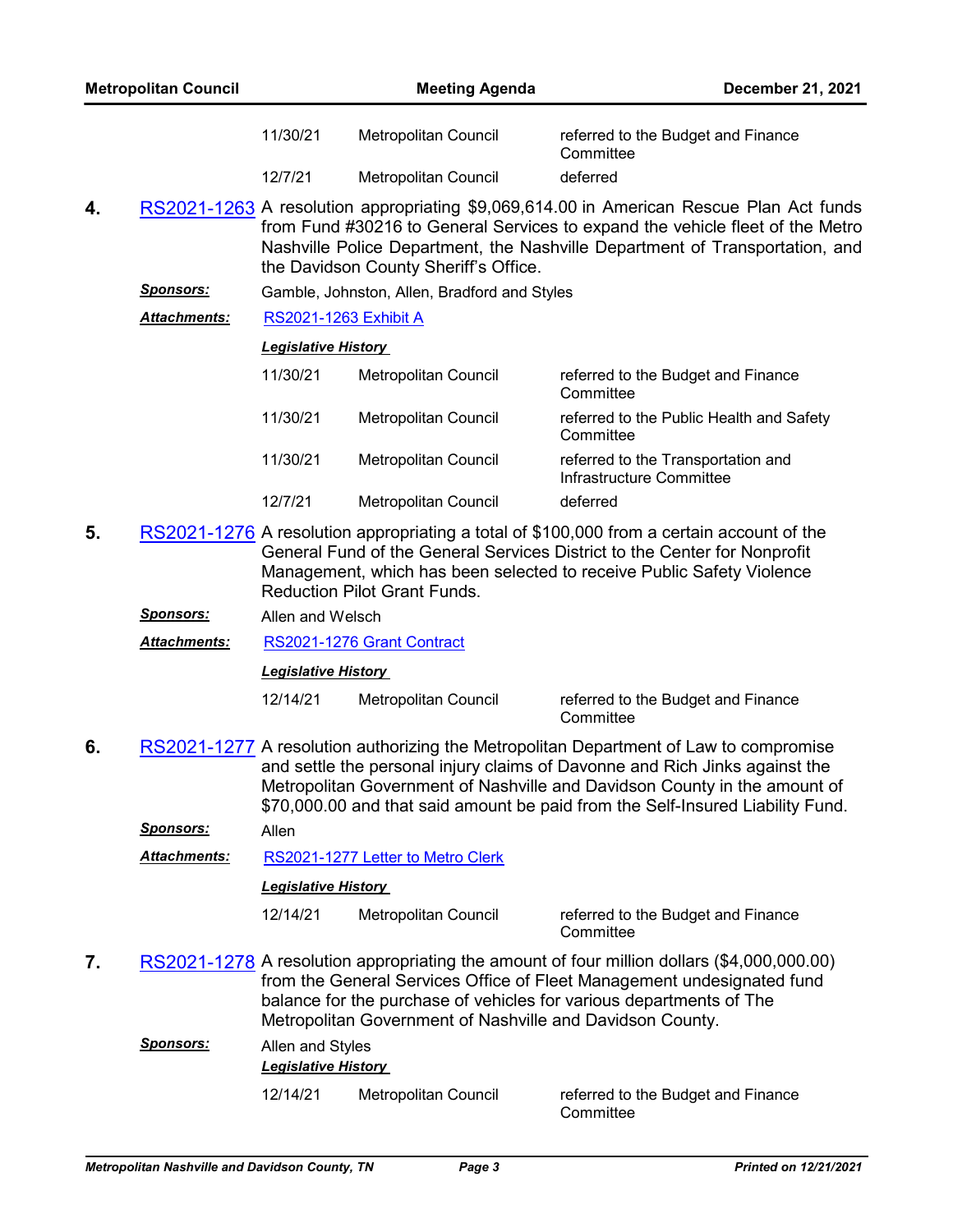| | | |
|---|---|---|
| 11/30/21 | Metropolitan Council | referred to the Budget and Finance Committee |
| 12/7/21 | Metropolitan Council | deferred |

**4.** RS2021-1263 A resolution appropriating $9,069,614.00 in American Rescue Plan Act funds from Fund #30216 to General Services to expand the vehicle fleet of the Metro Nashville Police Department, the Nashville Department of Transportation, and the Davidson County Sheriff's Office.

***Sponsors:*** Gamble, Johnston, Allen, Bradford and Styles

***Attachments:*** RS2021-1263 Exhibit A

***Legislative History***

| | | |
|---|---|---|
| 11/30/21 | Metropolitan Council | referred to the Budget and Finance Committee |
| 11/30/21 | Metropolitan Council | referred to the Public Health and Safety Committee |
| 11/30/21 | Metropolitan Council | referred to the Transportation and Infrastructure Committee |
| 12/7/21 | Metropolitan Council | deferred |

**5.** RS2021-1276 A resolution appropriating a total of $100,000 from a certain account of the General Fund of the General Services District to the Center for Nonprofit Management, which has been selected to receive Public Safety Violence Reduction Pilot Grant Funds.

***Sponsors:*** Allen and Welsch

***Attachments:*** RS2021-1276 Grant Contract

***Legislative History***

| | | |
|---|---|---|
| 12/14/21 | Metropolitan Council | referred to the Budget and Finance Committee |

**6.** RS2021-1277 A resolution authorizing the Metropolitan Department of Law to compromise and settle the personal injury claims of Davonne and Rich Jinks against the Metropolitan Government of Nashville and Davidson County in the amount of $70,000.00 and that said amount be paid from the Self-Insured Liability Fund.

***Sponsors:*** Allen

***Attachments:*** RS2021-1277 Letter to Metro Clerk

***Legislative History***

| | | |
|---|---|---|
| 12/14/21 | Metropolitan Council | referred to the Budget and Finance Committee |

**7.** RS2021-1278 A resolution appropriating the amount of four million dollars ($4,000,000.00) from the General Services Office of Fleet Management undesignated fund balance for the purchase of vehicles for various departments of The Metropolitan Government of Nashville and Davidson County.

***Sponsors:*** Allen and Styles

***Legislative History***

| | | |
|---|---|---|
| 12/14/21 | Metropolitan Council | referred to the Budget and Finance Committee |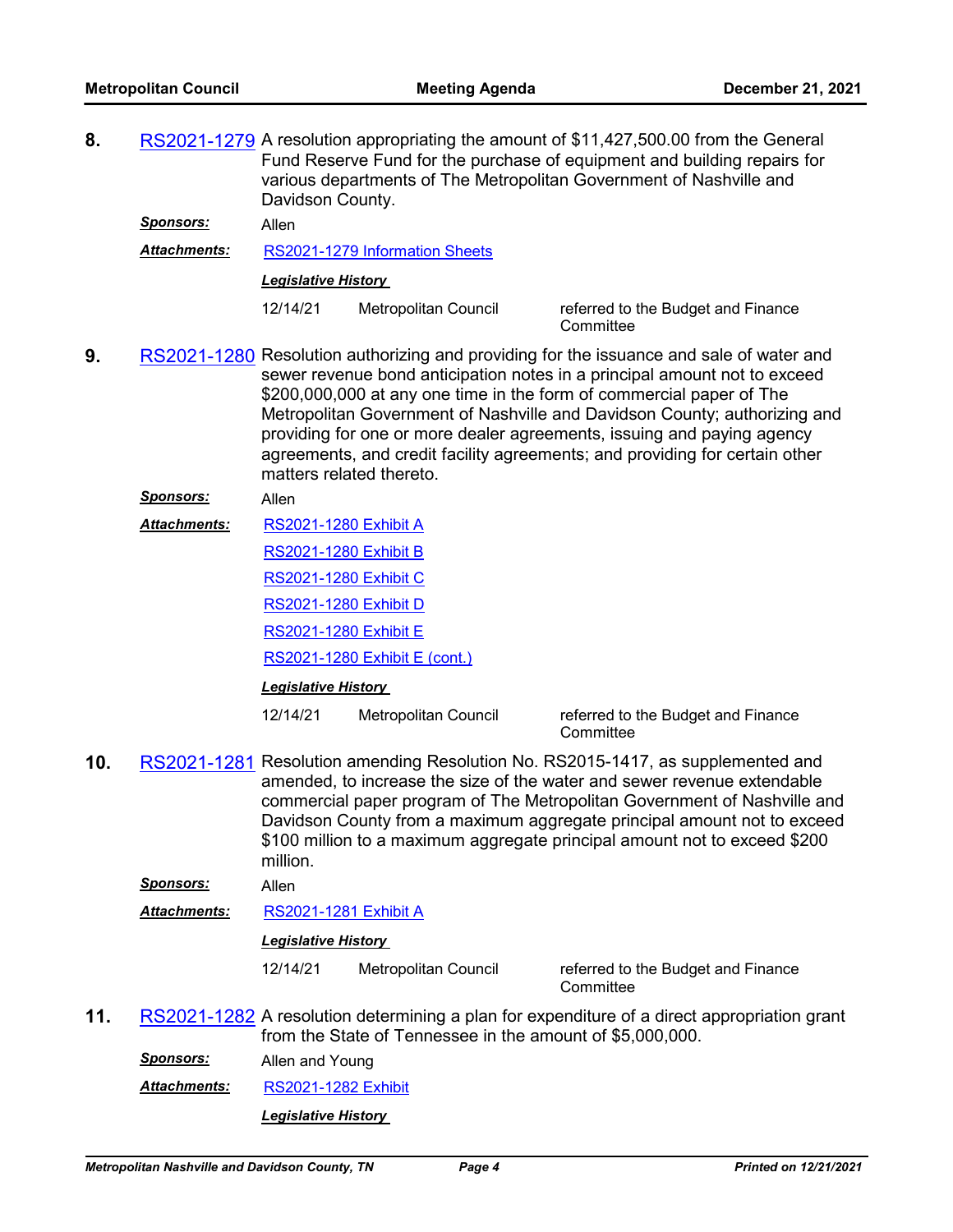**8.** RS2021-1279 A resolution appropriating the amount of $11,427,500.00 from the General Fund Reserve Fund for the purchase of equipment and building repairs for various departments of The Metropolitan Government of Nashville and Davidson County.

***Sponsors:*** Allen

***Attachments:*** RS2021-1279 Information Sheets

***Legislative History***

| | | |
|---|---|---|
| 12/14/21 | Metropolitan Council | referred to the Budget and Finance Committee |

**9.** RS2021-1280 Resolution authorizing and providing for the issuance and sale of water and sewer revenue bond anticipation notes in a principal amount not to exceed $200,000,000 at any one time in the form of commercial paper of The Metropolitan Government of Nashville and Davidson County; authorizing and providing for one or more dealer agreements, issuing and paying agency agreements, and credit facility agreements; and providing for certain other matters related thereto.

***Sponsors:*** Allen

***Attachments:*** RS2021-1280 Exhibit A

RS2021-1280 Exhibit B

RS2021-1280 Exhibit C

RS2021-1280 Exhibit D

RS2021-1280 Exhibit E

RS2021-1280 Exhibit E (cont.)

***Legislative History***

| | | |
|---|---|---|
| 12/14/21 | Metropolitan Council | referred to the Budget and Finance Committee |

**10.** RS2021-1281 Resolution amending Resolution No. RS2015-1417, as supplemented and amended, to increase the size of the water and sewer revenue extendable commercial paper program of The Metropolitan Government of Nashville and Davidson County from a maximum aggregate principal amount not to exceed $100 million to a maximum aggregate principal amount not to exceed $200 million.

***Sponsors:*** Allen

***Attachments:*** RS2021-1281 Exhibit A

***Legislative History***

| | | |
|---|---|---|
| 12/14/21 | Metropolitan Council | referred to the Budget and Finance Committee |

**11.** RS2021-1282 A resolution determining a plan for expenditure of a direct appropriation grant from the State of Tennessee in the amount of $5,000,000.

***Sponsors:*** Allen and Young

***Attachments:*** RS2021-1282 Exhibit

***Legislative History***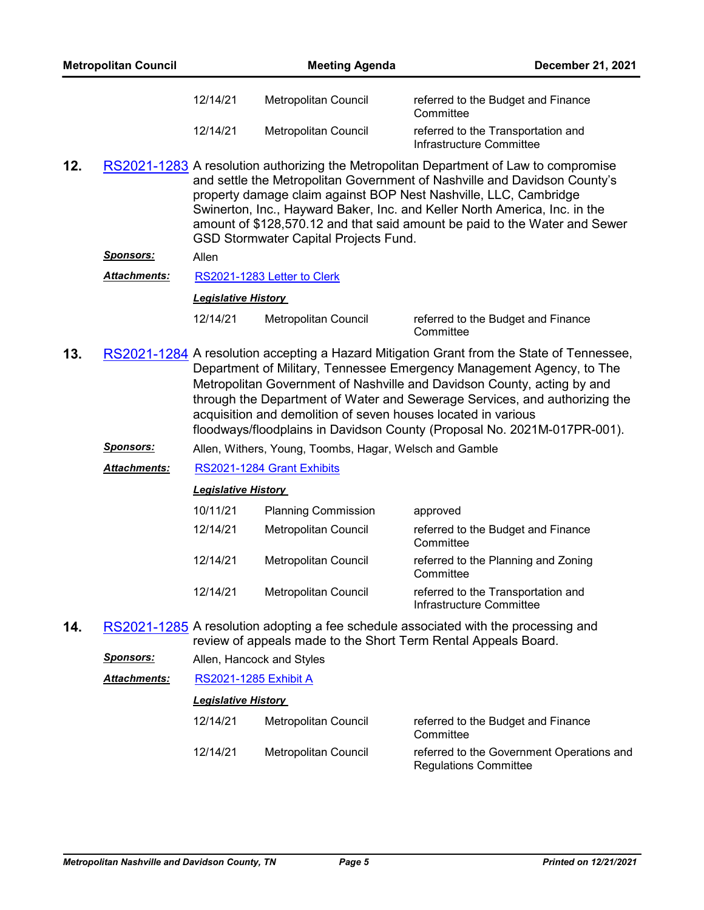| | | |
|---|---|---|
| 12/14/21 | Metropolitan Council | referred to the Budget and Finance Committee |
| 12/14/21 | Metropolitan Council | referred to the Transportation and Infrastructure Committee |

**12.** RS2021-1283 A resolution authorizing the Metropolitan Department of Law to compromise and settle the Metropolitan Government of Nashville and Davidson County's property damage claim against BOP Nest Nashville, LLC, Cambridge Swinerton, Inc., Hayward Baker, Inc. and Keller North America, Inc. in the amount of $128,570.12 and that said amount be paid to the Water and Sewer GSD Stormwater Capital Projects Fund.

***Sponsors:*** Allen

***Attachments:*** RS2021-1283 Letter to Clerk

***Legislative History***

| | | |
|---|---|---|
| 12/14/21 | Metropolitan Council | referred to the Budget and Finance Committee |

**13.** RS2021-1284 A resolution accepting a Hazard Mitigation Grant from the State of Tennessee, Department of Military, Tennessee Emergency Management Agency, to The Metropolitan Government of Nashville and Davidson County, acting by and through the Department of Water and Sewerage Services, and authorizing the acquisition and demolition of seven houses located in various floodways/floodplains in Davidson County (Proposal No. 2021M-017PR-001).

***Sponsors:*** Allen, Withers, Young, Toombs, Hagar, Welsch and Gamble

***Attachments:*** RS2021-1284 Grant Exhibits

***Legislative History***

| | | |
|---|---|---|
| 10/11/21 | Planning Commission | approved |
| 12/14/21 | Metropolitan Council | referred to the Budget and Finance Committee |
| 12/14/21 | Metropolitan Council | referred to the Planning and Zoning Committee |
| 12/14/21 | Metropolitan Council | referred to the Transportation and Infrastructure Committee |

**14.** RS2021-1285 A resolution adopting a fee schedule associated with the processing and review of appeals made to the Short Term Rental Appeals Board.

***Sponsors:*** Allen, Hancock and Styles

***Attachments:*** RS2021-1285 Exhibit A

***Legislative History***

| | | |
|---|---|---|
| 12/14/21 | Metropolitan Council | referred to the Budget and Finance Committee |
| 12/14/21 | Metropolitan Council | referred to the Government Operations and Regulations Committee |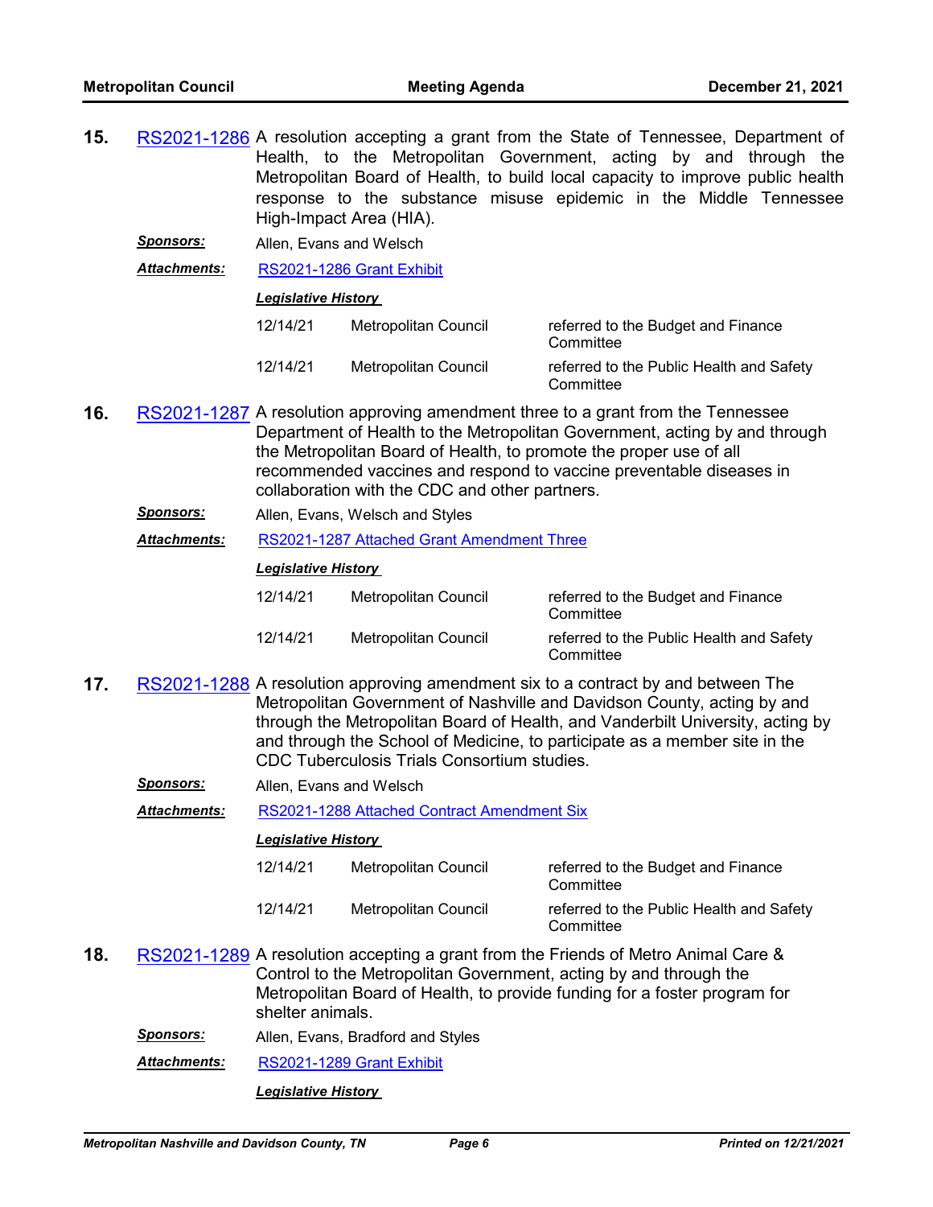**15.** RS2021-1286 A resolution accepting a grant from the State of Tennessee, Department of Health, to the Metropolitan Government, acting by and through the Metropolitan Board of Health, to build local capacity to improve public health response to the substance misuse epidemic in the Middle Tennessee High-Impact Area (HIA).

***Sponsors:*** Allen, Evans and Welsch

***Attachments:*** RS2021-1286 Grant Exhibit

***Legislative History***

| | | |
|---|---|---|
| 12/14/21 | Metropolitan Council | referred to the Budget and Finance Committee |
| 12/14/21 | Metropolitan Council | referred to the Public Health and Safety Committee |

**16.** RS2021-1287 A resolution approving amendment three to a grant from the Tennessee Department of Health to the Metropolitan Government, acting by and through the Metropolitan Board of Health, to promote the proper use of all recommended vaccines and respond to vaccine preventable diseases in collaboration with the CDC and other partners.

***Sponsors:*** Allen, Evans, Welsch and Styles

***Attachments:*** RS2021-1287 Attached Grant Amendment Three

***Legislative History***

| | | |
|---|---|---|
| 12/14/21 | Metropolitan Council | referred to the Budget and Finance Committee |
| 12/14/21 | Metropolitan Council | referred to the Public Health and Safety Committee |

**17.** RS2021-1288 A resolution approving amendment six to a contract by and between The Metropolitan Government of Nashville and Davidson County, acting by and through the Metropolitan Board of Health, and Vanderbilt University, acting by and through the School of Medicine, to participate as a member site in the CDC Tuberculosis Trials Consortium studies.

***Sponsors:*** Allen, Evans and Welsch

***Attachments:*** RS2021-1288 Attached Contract Amendment Six

***Legislative History***

| | | |
|---|---|---|
| 12/14/21 | Metropolitan Council | referred to the Budget and Finance Committee |
| 12/14/21 | Metropolitan Council | referred to the Public Health and Safety Committee |

**18.** RS2021-1289 A resolution accepting a grant from the Friends of Metro Animal Care & Control to the Metropolitan Government, acting by and through the Metropolitan Board of Health, to provide funding for a foster program for shelter animals.

***Sponsors:*** Allen, Evans, Bradford and Styles

***Attachments:*** RS2021-1289 Grant Exhibit

***Legislative History***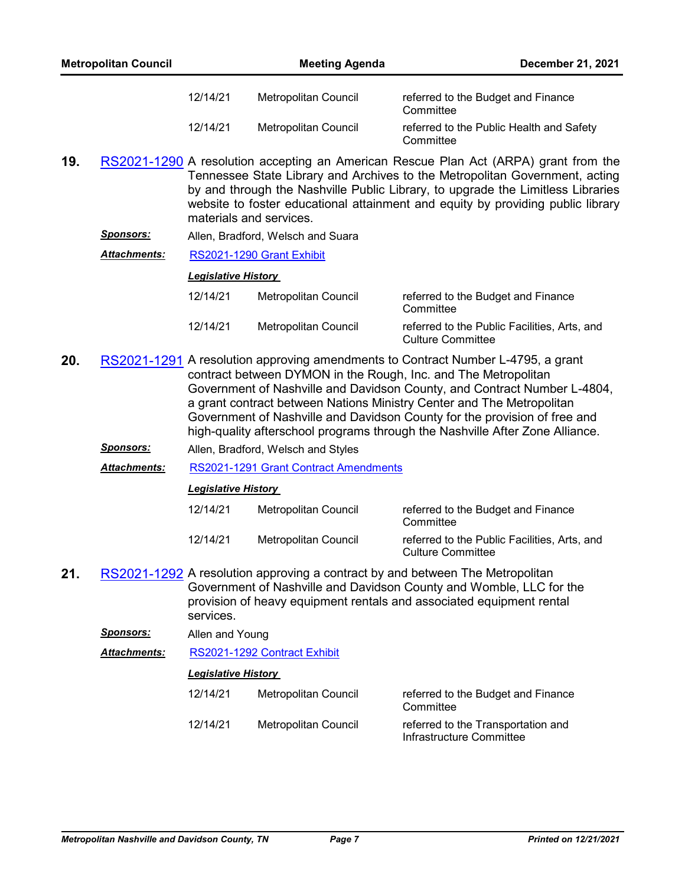| | | |
|---|---|---|
| 12/14/21 | Metropolitan Council | referred to the Budget and Finance Committee |
| 12/14/21 | Metropolitan Council | referred to the Public Health and Safety Committee |

**19.** RS2021-1290 A resolution accepting an American Rescue Plan Act (ARPA) grant from the Tennessee State Library and Archives to the Metropolitan Government, acting by and through the Nashville Public Library, to upgrade the Limitless Libraries website to foster educational attainment and equity by providing public library materials and services.

***Sponsors:*** Allen, Bradford, Welsch and Suara

***Attachments:*** RS2021-1290 Grant Exhibit

***Legislative History***

| | | |
|---|---|---|
| 12/14/21 | Metropolitan Council | referred to the Budget and Finance Committee |
| 12/14/21 | Metropolitan Council | referred to the Public Facilities, Arts, and Culture Committee |

**20.** RS2021-1291 A resolution approving amendments to Contract Number L-4795, a grant contract between DYMON in the Rough, Inc. and The Metropolitan Government of Nashville and Davidson County, and Contract Number L-4804, a grant contract between Nations Ministry Center and The Metropolitan Government of Nashville and Davidson County for the provision of free and high-quality afterschool programs through the Nashville After Zone Alliance.

***Sponsors:*** Allen, Bradford, Welsch and Styles

***Attachments:*** RS2021-1291 Grant Contract Amendments

***Legislative History***

| | | |
|---|---|---|
| 12/14/21 | Metropolitan Council | referred to the Budget and Finance Committee |
| 12/14/21 | Metropolitan Council | referred to the Public Facilities, Arts, and Culture Committee |

**21.** RS2021-1292 A resolution approving a contract by and between The Metropolitan Government of Nashville and Davidson County and Womble, LLC for the provision of heavy equipment rentals and associated equipment rental services.

***Sponsors:*** Allen and Young

***Attachments:*** RS2021-1292 Contract Exhibit

***Legislative History***

| | | |
|---|---|---|
| 12/14/21 | Metropolitan Council | referred to the Budget and Finance Committee |
| 12/14/21 | Metropolitan Council | referred to the Transportation and Infrastructure Committee |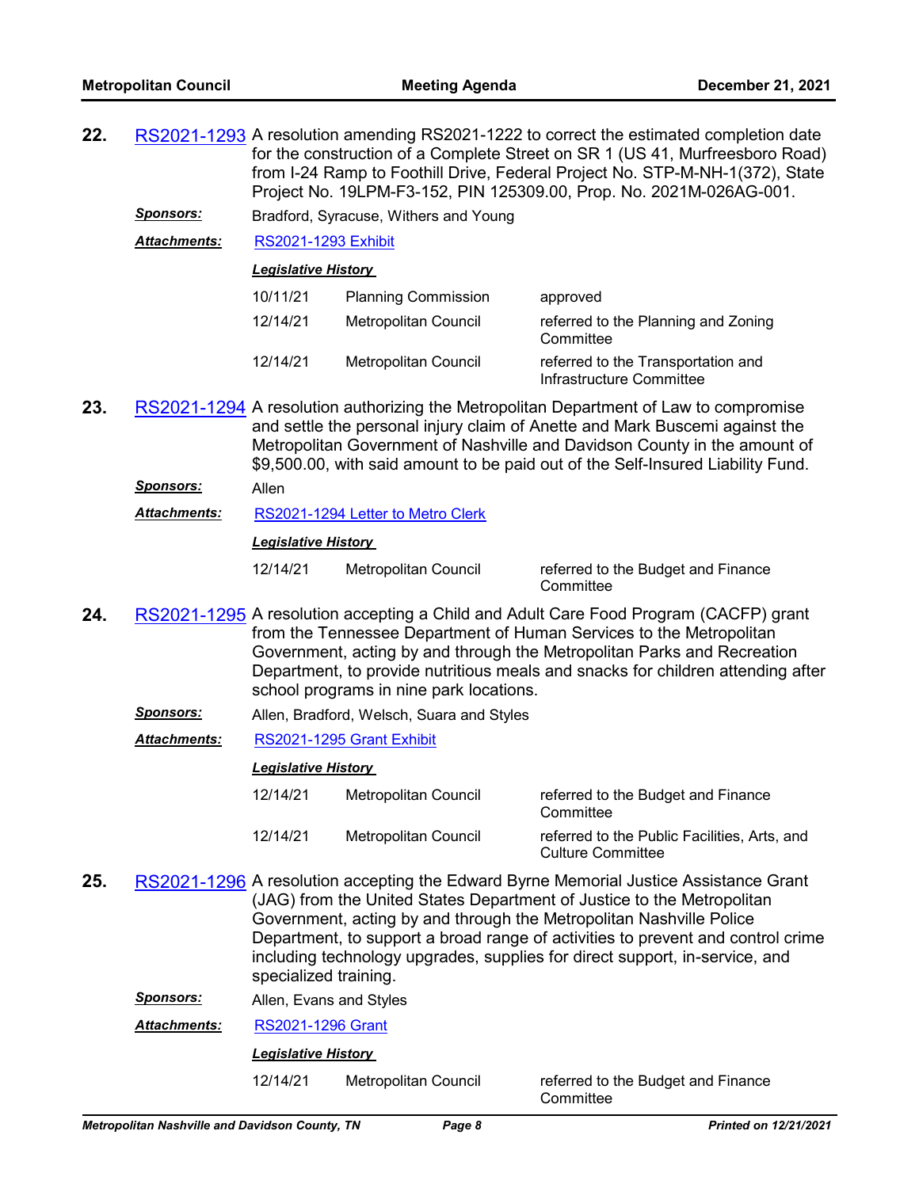**22.** RS2021-1293 A resolution amending RS2021-1222 to correct the estimated completion date for the construction of a Complete Street on SR 1 (US 41, Murfreesboro Road) from I-24 Ramp to Foothill Drive, Federal Project No. STP-M-NH-1(372), State Project No. 19LPM-F3-152, PIN 125309.00, Prop. No. 2021M-026AG-001.

***Sponsors:*** Bradford, Syracuse, Withers and Young

***Attachments:*** RS2021-1293 Exhibit

***Legislative History***

| | | |
|---|---|---|
| 10/11/21 | Planning Commission | approved |
| 12/14/21 | Metropolitan Council | referred to the Planning and Zoning Committee |
| 12/14/21 | Metropolitan Council | referred to the Transportation and Infrastructure Committee |

**23.** RS2021-1294 A resolution authorizing the Metropolitan Department of Law to compromise and settle the personal injury claim of Anette and Mark Buscemi against the Metropolitan Government of Nashville and Davidson County in the amount of $9,500.00, with said amount to be paid out of the Self-Insured Liability Fund.

***Sponsors:*** Allen

***Attachments:*** RS2021-1294 Letter to Metro Clerk

***Legislative History***

| | | |
|---|---|---|
| 12/14/21 | Metropolitan Council | referred to the Budget and Finance Committee |

**24.** RS2021-1295 A resolution accepting a Child and Adult Care Food Program (CACFP) grant from the Tennessee Department of Human Services to the Metropolitan Government, acting by and through the Metropolitan Parks and Recreation Department, to provide nutritious meals and snacks for children attending after school programs in nine park locations.

***Sponsors:*** Allen, Bradford, Welsch, Suara and Styles

***Attachments:*** RS2021-1295 Grant Exhibit

***Legislative History***

| | | |
|---|---|---|
| 12/14/21 | Metropolitan Council | referred to the Budget and Finance Committee |
| 12/14/21 | Metropolitan Council | referred to the Public Facilities, Arts, and Culture Committee |

**25.** RS2021-1296 A resolution accepting the Edward Byrne Memorial Justice Assistance Grant (JAG) from the United States Department of Justice to the Metropolitan Government, acting by and through the Metropolitan Nashville Police Department, to support a broad range of activities to prevent and control crime including technology upgrades, supplies for direct support, in-service, and specialized training.

***Sponsors:*** Allen, Evans and Styles

***Attachments:*** RS2021-1296 Grant

***Legislative History***

| | | |
|---|---|---|
| 12/14/21 | Metropolitan Council | referred to the Budget and Finance Committee |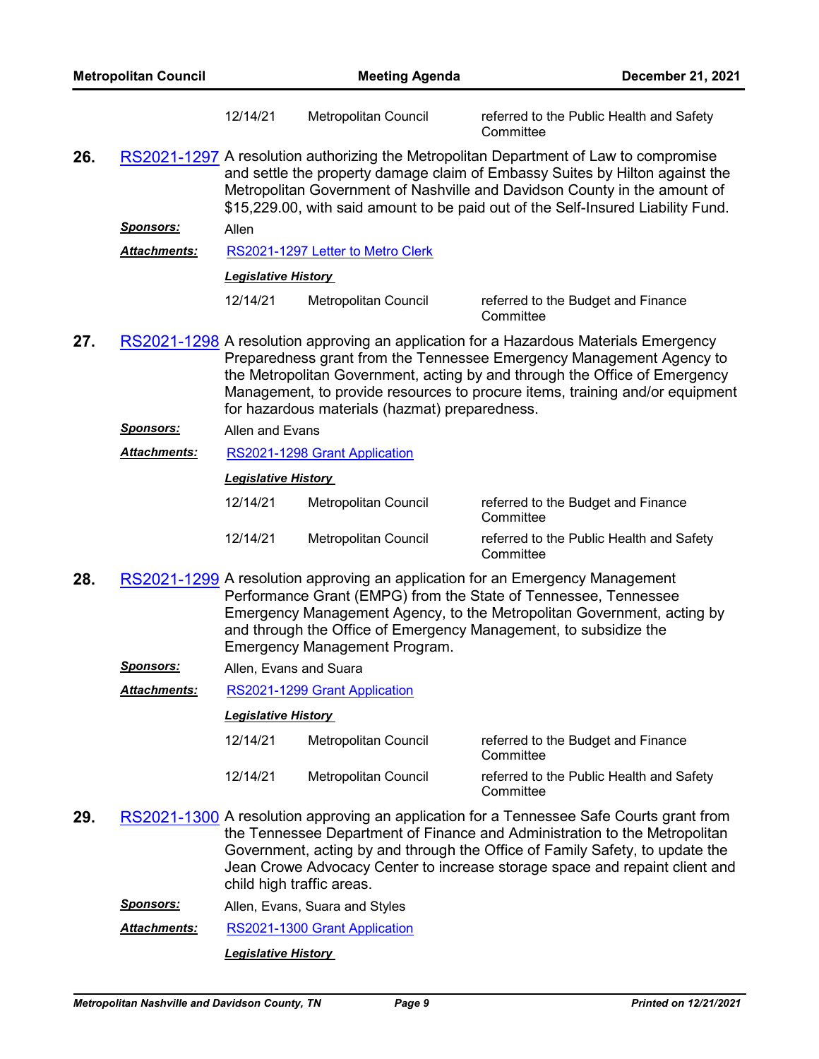| | | |
|---|---|---|
| 12/14/21 | Metropolitan Council | referred to the Public Health and Safety Committee |

**26.** RS2021-1297 A resolution authorizing the Metropolitan Department of Law to compromise and settle the property damage claim of Embassy Suites by Hilton against the Metropolitan Government of Nashville and Davidson County in the amount of $15,229.00, with said amount to be paid out of the Self-Insured Liability Fund.

***Sponsors:*** Allen

***Attachments:*** RS2021-1297 Letter to Metro Clerk

***Legislative History***

| | | |
|---|---|---|
| 12/14/21 | Metropolitan Council | referred to the Budget and Finance Committee |

**27.** RS2021-1298 A resolution approving an application for a Hazardous Materials Emergency Preparedness grant from the Tennessee Emergency Management Agency to the Metropolitan Government, acting by and through the Office of Emergency Management, to provide resources to procure items, training and/or equipment for hazardous materials (hazmat) preparedness.

***Sponsors:*** Allen and Evans

***Attachments:*** RS2021-1298 Grant Application

***Legislative History***

| | | |
|---|---|---|
| 12/14/21 | Metropolitan Council | referred to the Budget and Finance Committee |
| 12/14/21 | Metropolitan Council | referred to the Public Health and Safety Committee |

**28.** RS2021-1299 A resolution approving an application for an Emergency Management Performance Grant (EMPG) from the State of Tennessee, Tennessee Emergency Management Agency, to the Metropolitan Government, acting by and through the Office of Emergency Management, to subsidize the Emergency Management Program.

***Sponsors:*** Allen, Evans and Suara

***Attachments:*** RS2021-1299 Grant Application

***Legislative History***

| | | |
|---|---|---|
| 12/14/21 | Metropolitan Council | referred to the Budget and Finance Committee |
| 12/14/21 | Metropolitan Council | referred to the Public Health and Safety Committee |

**29.** RS2021-1300 A resolution approving an application for a Tennessee Safe Courts grant from the Tennessee Department of Finance and Administration to the Metropolitan Government, acting by and through the Office of Family Safety, to update the Jean Crowe Advocacy Center to increase storage space and repaint client and child high traffic areas.

***Sponsors:*** Allen, Evans, Suara and Styles

***Attachments:*** RS2021-1300 Grant Application

***Legislative History***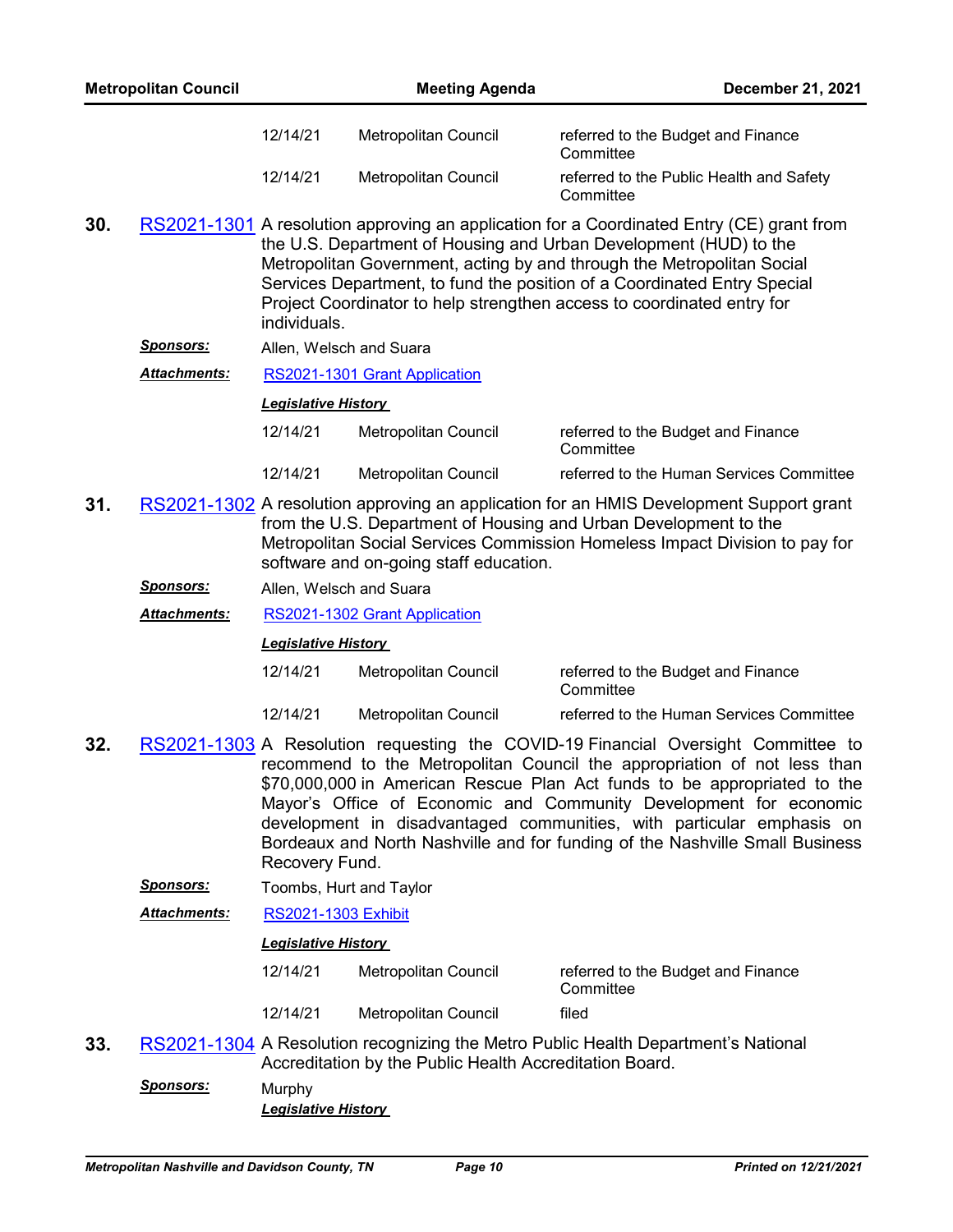| | | |
|---|---|---|
| 12/14/21 | Metropolitan Council | referred to the Budget and Finance Committee |
| 12/14/21 | Metropolitan Council | referred to the Public Health and Safety Committee |

**30.** RS2021-1301 A resolution approving an application for a Coordinated Entry (CE) grant from the U.S. Department of Housing and Urban Development (HUD) to the Metropolitan Government, acting by and through the Metropolitan Social Services Department, to fund the position of a Coordinated Entry Special Project Coordinator to help strengthen access to coordinated entry for individuals.

***Sponsors:*** Allen, Welsch and Suara

***Attachments:*** RS2021-1301 Grant Application

***Legislative History***

| | | |
|---|---|---|
| 12/14/21 | Metropolitan Council | referred to the Budget and Finance Committee |
| 12/14/21 | Metropolitan Council | referred to the Human Services Committee |

**31.** RS2021-1302 A resolution approving an application for an HMIS Development Support grant from the U.S. Department of Housing and Urban Development to the Metropolitan Social Services Commission Homeless Impact Division to pay for software and on-going staff education.

***Sponsors:*** Allen, Welsch and Suara

***Attachments:*** RS2021-1302 Grant Application

***Legislative History***

| | | |
|---|---|---|
| 12/14/21 | Metropolitan Council | referred to the Budget and Finance Committee |
| 12/14/21 | Metropolitan Council | referred to the Human Services Committee |

**32.** RS2021-1303 A Resolution requesting the COVID-19 Financial Oversight Committee to recommend to the Metropolitan Council the appropriation of not less than $70,000,000 in American Rescue Plan Act funds to be appropriated to the Mayor's Office of Economic and Community Development for economic development in disadvantaged communities, with particular emphasis on Bordeaux and North Nashville and for funding of the Nashville Small Business Recovery Fund.

***Sponsors:*** Toombs, Hurt and Taylor

***Attachments:*** RS2021-1303 Exhibit

***Legislative History***

| | | |
|---|---|---|
| 12/14/21 | Metropolitan Council | referred to the Budget and Finance Committee |
| 12/14/21 | Metropolitan Council | filed |

**33.** RS2021-1304 A Resolution recognizing the Metro Public Health Department's National Accreditation by the Public Health Accreditation Board.

***Sponsors:*** Murphy

***Legislative History***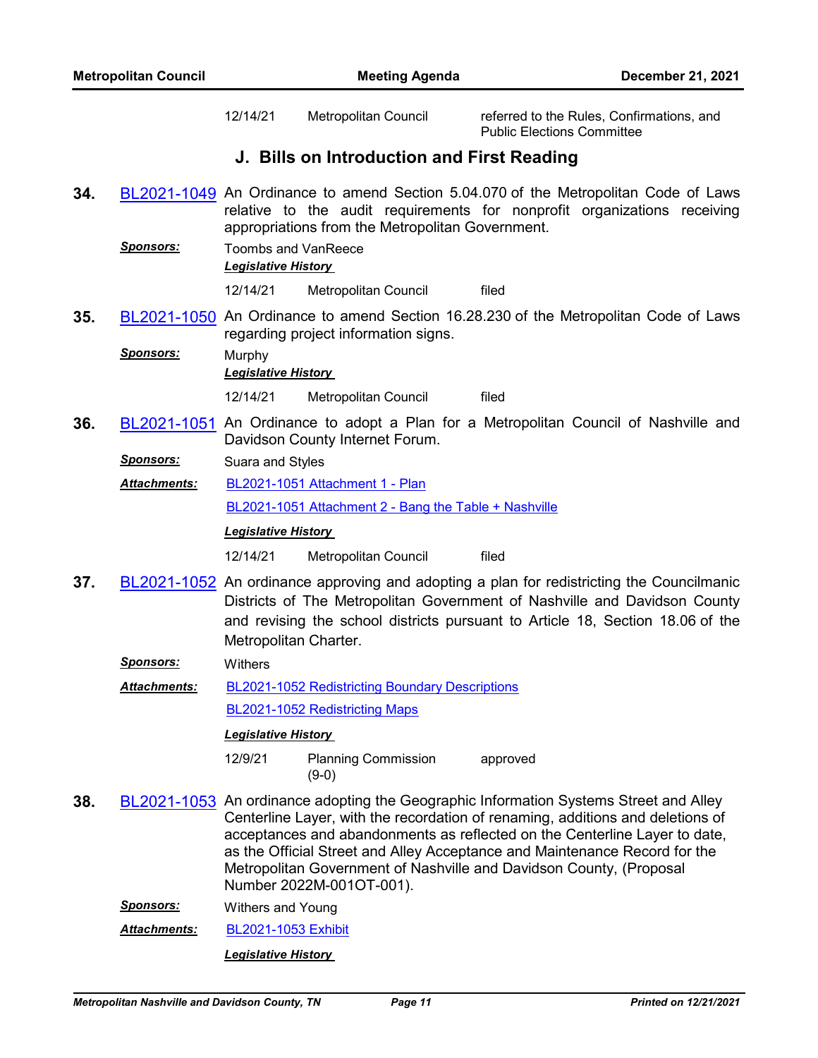| | | |
|---|---|---|
| 12/14/21 | Metropolitan Council | referred to the Rules, Confirmations, and Public Elections Committee |

## J. Bills on Introduction and First Reading

**34.** BL2021-1049 An Ordinance to amend Section 5.04.070 of the Metropolitan Code of Laws relative to the audit requirements for nonprofit organizations receiving appropriations from the Metropolitan Government.

***Sponsors:*** Toombs and VanReece

***Legislative History***

| | | |
|---|---|---|
| 12/14/21 | Metropolitan Council | filed |

**35.** BL2021-1050 An Ordinance to amend Section 16.28.230 of the Metropolitan Code of Laws regarding project information signs.

***Sponsors:*** Murphy

***Legislative History***

| | | |
|---|---|---|
| 12/14/21 | Metropolitan Council | filed |

**36.** BL2021-1051 An Ordinance to adopt a Plan for a Metropolitan Council of Nashville and Davidson County Internet Forum.

***Sponsors:*** Suara and Styles

***Attachments:*** BL2021-1051 Attachment 1 - Plan

BL2021-1051 Attachment 2 - Bang the Table + Nashville

***Legislative History***

| | | |
|---|---|---|
| 12/14/21 | Metropolitan Council | filed |

**37.** BL2021-1052 An ordinance approving and adopting a plan for redistricting the Councilmanic Districts of The Metropolitan Government of Nashville and Davidson County and revising the school districts pursuant to Article 18, Section 18.06 of the Metropolitan Charter.

***Sponsors:*** Withers

***Attachments:*** BL2021-1052 Redistricting Boundary Descriptions

BL2021-1052 Redistricting Maps

***Legislative History***

| | | |
|---|---|---|
| 12/9/21 | Planning Commission (9-0) | approved |

**38.** BL2021-1053 An ordinance adopting the Geographic Information Systems Street and Alley Centerline Layer, with the recordation of renaming, additions and deletions of acceptances and abandonments as reflected on the Centerline Layer to date, as the Official Street and Alley Acceptance and Maintenance Record for the Metropolitan Government of Nashville and Davidson County, (Proposal Number 2022M-001OT-001).

***Sponsors:*** Withers and Young

***Attachments:*** BL2021-1053 Exhibit

***Legislative History***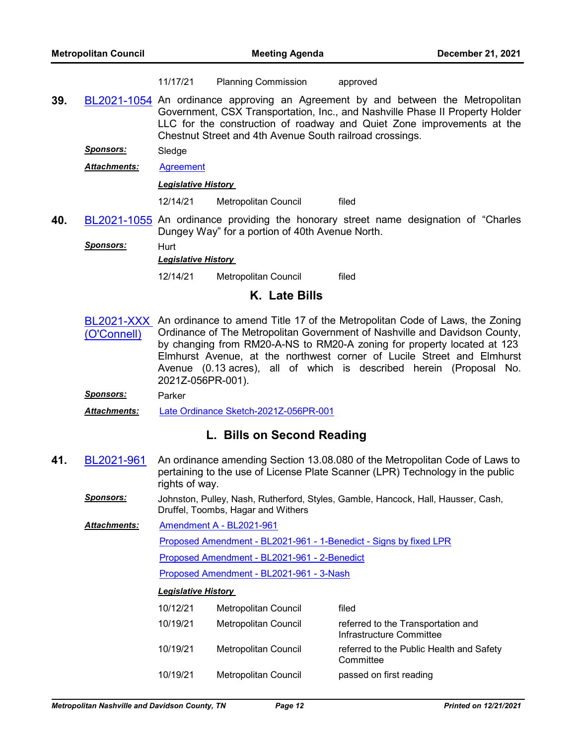| | | |
|---|---|---|
| 11/17/21 | Planning Commission | approved |

**39.** BL2021-1054 An ordinance approving an Agreement by and between the Metropolitan Government, CSX Transportation, Inc., and Nashville Phase II Property Holder LLC for the construction of roadway and Quiet Zone improvements at the Chestnut Street and 4th Avenue South railroad crossings.

***Sponsors:*** Sledge

***Attachments:*** Agreement

***Legislative History***

| | | |
|---|---|---|
| 12/14/21 | Metropolitan Council | filed |

**40.** BL2021-1055 An ordinance providing the honorary street name designation of "Charles Dungey Way" for a portion of 40th Avenue North.

***Sponsors:*** Hurt

***Legislative History***

| | | |
|---|---|---|
| 12/14/21 | Metropolitan Council | filed |

## K. Late Bills

BL2021-XXX (O'Connell) An ordinance to amend Title 17 of the Metropolitan Code of Laws, the Zoning Ordinance of The Metropolitan Government of Nashville and Davidson County, by changing from RM20-A-NS to RM20-A zoning for property located at 123 Elmhurst Avenue, at the northwest corner of Lucile Street and Elmhurst Avenue (0.13 acres), all of which is described herein (Proposal No. 2021Z-056PR-001).

***Sponsors:*** Parker

***Attachments:*** Late Ordinance Sketch-2021Z-056PR-001

## L. Bills on Second Reading

**41.** BL2021-961 An ordinance amending Section 13.08.080 of the Metropolitan Code of Laws to pertaining to the use of License Plate Scanner (LPR) Technology in the public rights of way.

***Sponsors:*** Johnston, Pulley, Nash, Rutherford, Styles, Gamble, Hancock, Hall, Hausser, Cash, Druffel, Toombs, Hagar and Withers

***Attachments:*** Amendment A - BL2021-961

Proposed Amendment - BL2021-961 - 1-Benedict - Signs by fixed LPR

Proposed Amendment - BL2021-961 - 2-Benedict

Proposed Amendment - BL2021-961 - 3-Nash

***Legislative History***

| | | |
|---|---|---|
| 10/12/21 | Metropolitan Council | filed |
| 10/19/21 | Metropolitan Council | referred to the Transportation and Infrastructure Committee |
| 10/19/21 | Metropolitan Council | referred to the Public Health and Safety Committee |
| 10/19/21 | Metropolitan Council | passed on first reading |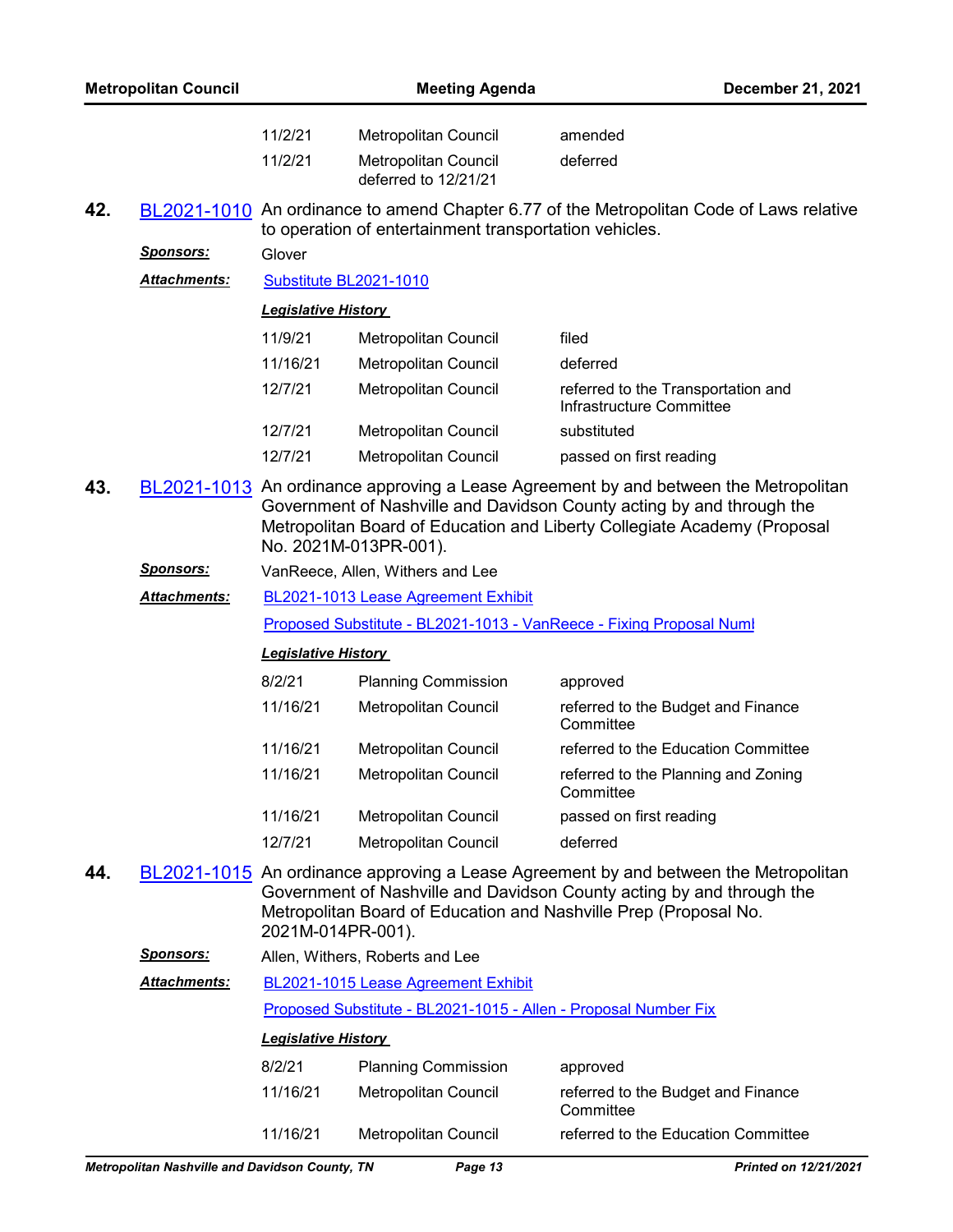| | | |
|---|---|---|
| 11/2/21 | Metropolitan Council | amended |
| 11/2/21 | Metropolitan Council deferred to 12/21/21 | deferred |

**42.** BL2021-1010 An ordinance to amend Chapter 6.77 of the Metropolitan Code of Laws relative to operation of entertainment transportation vehicles.

***Sponsors:*** Glover

***Attachments:*** Substitute BL2021-1010

***Legislative History***

| | | |
|---|---|---|
| 11/9/21 | Metropolitan Council | filed |
| 11/16/21 | Metropolitan Council | deferred |
| 12/7/21 | Metropolitan Council | referred to the Transportation and Infrastructure Committee |
| 12/7/21 | Metropolitan Council | substituted |
| 12/7/21 | Metropolitan Council | passed on first reading |

**43.** BL2021-1013 An ordinance approving a Lease Agreement by and between the Metropolitan Government of Nashville and Davidson County acting by and through the Metropolitan Board of Education and Liberty Collegiate Academy (Proposal No. 2021M-013PR-001).

***Sponsors:*** VanReece, Allen, Withers and Lee

***Attachments:*** BL2021-1013 Lease Agreement Exhibit

Proposed Substitute - BL2021-1013 - VanReece - Fixing Proposal Numl

***Legislative History***

| | | |
|---|---|---|
| 8/2/21 | Planning Commission | approved |
| 11/16/21 | Metropolitan Council | referred to the Budget and Finance Committee |
| 11/16/21 | Metropolitan Council | referred to the Education Committee |
| 11/16/21 | Metropolitan Council | referred to the Planning and Zoning Committee |
| 11/16/21 | Metropolitan Council | passed on first reading |
| 12/7/21 | Metropolitan Council | deferred |

**44.** BL2021-1015 An ordinance approving a Lease Agreement by and between the Metropolitan Government of Nashville and Davidson County acting by and through the Metropolitan Board of Education and Nashville Prep (Proposal No. 2021M-014PR-001).

***Sponsors:*** Allen, Withers, Roberts and Lee

***Attachments:*** BL2021-1015 Lease Agreement Exhibit

Proposed Substitute - BL2021-1015 - Allen - Proposal Number Fix

***Legislative History***

| | | |
|---|---|---|
| 8/2/21 | Planning Commission | approved |
| 11/16/21 | Metropolitan Council | referred to the Budget and Finance Committee |
| 11/16/21 | Metropolitan Council | referred to the Education Committee |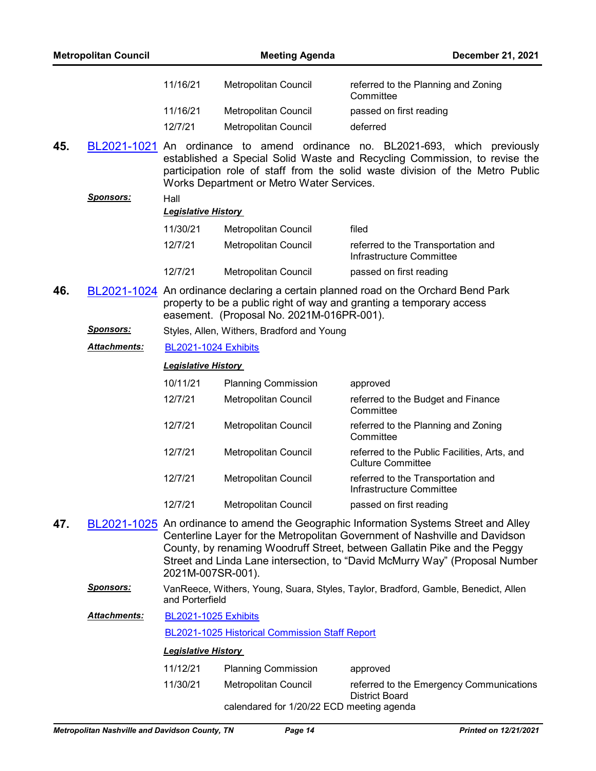| | | |
|---|---|---|
| 11/16/21 | Metropolitan Council | referred to the Planning and Zoning Committee |
| 11/16/21 | Metropolitan Council | passed on first reading |
| 12/7/21 | Metropolitan Council | deferred |

**45.** BL2021-1021 An ordinance to amend ordinance no. BL2021-693, which previously established a Special Solid Waste and Recycling Commission, to revise the participation role of staff from the solid waste division of the Metro Public Works Department or Metro Water Services.

***Sponsors:*** Hall

***Legislative History***

| | | |
|---|---|---|
| 11/30/21 | Metropolitan Council | filed |
| 12/7/21 | Metropolitan Council | referred to the Transportation and Infrastructure Committee |
| 12/7/21 | Metropolitan Council | passed on first reading |

**46.** BL2021-1024 An ordinance declaring a certain planned road on the Orchard Bend Park property to be a public right of way and granting a temporary access easement. (Proposal No. 2021M-016PR-001).

***Sponsors:*** Styles, Allen, Withers, Bradford and Young

***Attachments:*** BL2021-1024 Exhibits

***Legislative History***

| | | |
|---|---|---|
| 10/11/21 | Planning Commission | approved |
| 12/7/21 | Metropolitan Council | referred to the Budget and Finance Committee |
| 12/7/21 | Metropolitan Council | referred to the Planning and Zoning Committee |
| 12/7/21 | Metropolitan Council | referred to the Public Facilities, Arts, and Culture Committee |
| 12/7/21 | Metropolitan Council | referred to the Transportation and Infrastructure Committee |
| 12/7/21 | Metropolitan Council | passed on first reading |

**47.** BL2021-1025 An ordinance to amend the Geographic Information Systems Street and Alley Centerline Layer for the Metropolitan Government of Nashville and Davidson County, by renaming Woodruff Street, between Gallatin Pike and the Peggy Street and Linda Lane intersection, to "David McMurry Way" (Proposal Number 2021M-007SR-001).

***Sponsors:*** VanReece, Withers, Young, Suara, Styles, Taylor, Bradford, Gamble, Benedict, Allen and Porterfield

***Attachments:*** BL2021-1025 Exhibits

BL2021-1025 Historical Commission Staff Report

***Legislative History***

| | | |
|---|---|---|
| 11/12/21 | Planning Commission | approved |
| 11/30/21 | Metropolitan Council | referred to the Emergency Communications District Board |
| | calendared for 1/20/22 ECD meeting agenda | |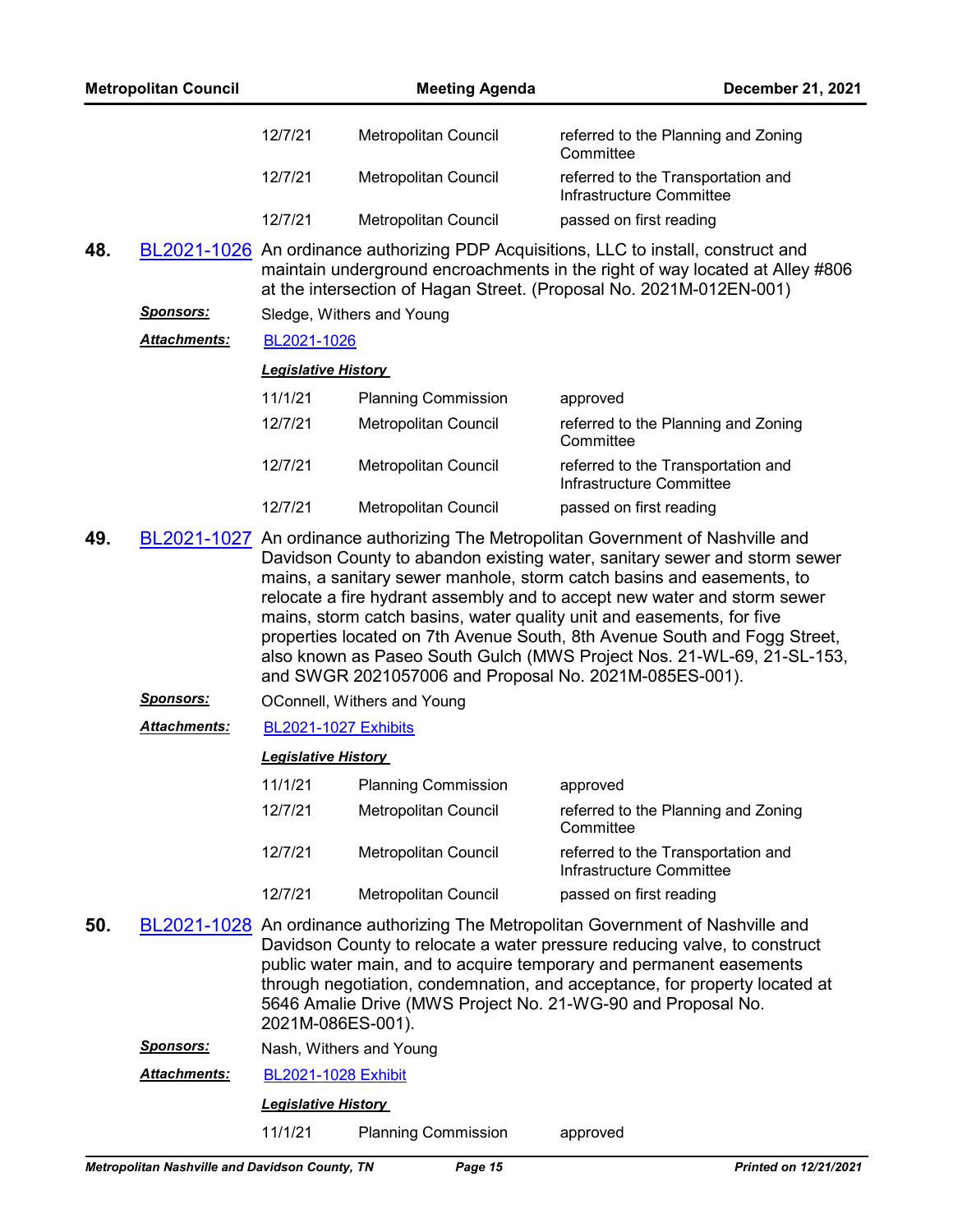| | | |
|---|---|---|
| 12/7/21 | Metropolitan Council | referred to the Planning and Zoning Committee |
| 12/7/21 | Metropolitan Council | referred to the Transportation and Infrastructure Committee |
| 12/7/21 | Metropolitan Council | passed on first reading |

**48.** BL2021-1026 An ordinance authorizing PDP Acquisitions, LLC to install, construct and maintain underground encroachments in the right of way located at Alley #806 at the intersection of Hagan Street. (Proposal No. 2021M-012EN-001)

***Sponsors:*** Sledge, Withers and Young

***Attachments:*** BL2021-1026

***Legislative History***

| | | |
|---|---|---|
| 11/1/21 | Planning Commission | approved |
| 12/7/21 | Metropolitan Council | referred to the Planning and Zoning Committee |
| 12/7/21 | Metropolitan Council | referred to the Transportation and Infrastructure Committee |
| 12/7/21 | Metropolitan Council | passed on first reading |

**49.** BL2021-1027 An ordinance authorizing The Metropolitan Government of Nashville and Davidson County to abandon existing water, sanitary sewer and storm sewer mains, a sanitary sewer manhole, storm catch basins and easements, to relocate a fire hydrant assembly and to accept new water and storm sewer mains, storm catch basins, water quality unit and easements, for five properties located on 7th Avenue South, 8th Avenue South and Fogg Street, also known as Paseo South Gulch (MWS Project Nos. 21-WL-69, 21-SL-153, and SWGR 2021057006 and Proposal No. 2021M-085ES-001).

***Sponsors:*** OConnell, Withers and Young

***Attachments:*** BL2021-1027 Exhibits

***Legislative History***

| | | |
|---|---|---|
| 11/1/21 | Planning Commission | approved |
| 12/7/21 | Metropolitan Council | referred to the Planning and Zoning Committee |
| 12/7/21 | Metropolitan Council | referred to the Transportation and Infrastructure Committee |
| 12/7/21 | Metropolitan Council | passed on first reading |

**50.** BL2021-1028 An ordinance authorizing The Metropolitan Government of Nashville and Davidson County to relocate a water pressure reducing valve, to construct public water main, and to acquire temporary and permanent easements through negotiation, condemnation, and acceptance, for property located at 5646 Amalie Drive (MWS Project No. 21-WG-90 and Proposal No. 2021M-086ES-001).

***Sponsors:*** Nash, Withers and Young

***Attachments:*** BL2021-1028 Exhibit

***Legislative History***

| | | |
|---|---|---|
| 11/1/21 | Planning Commission | approved |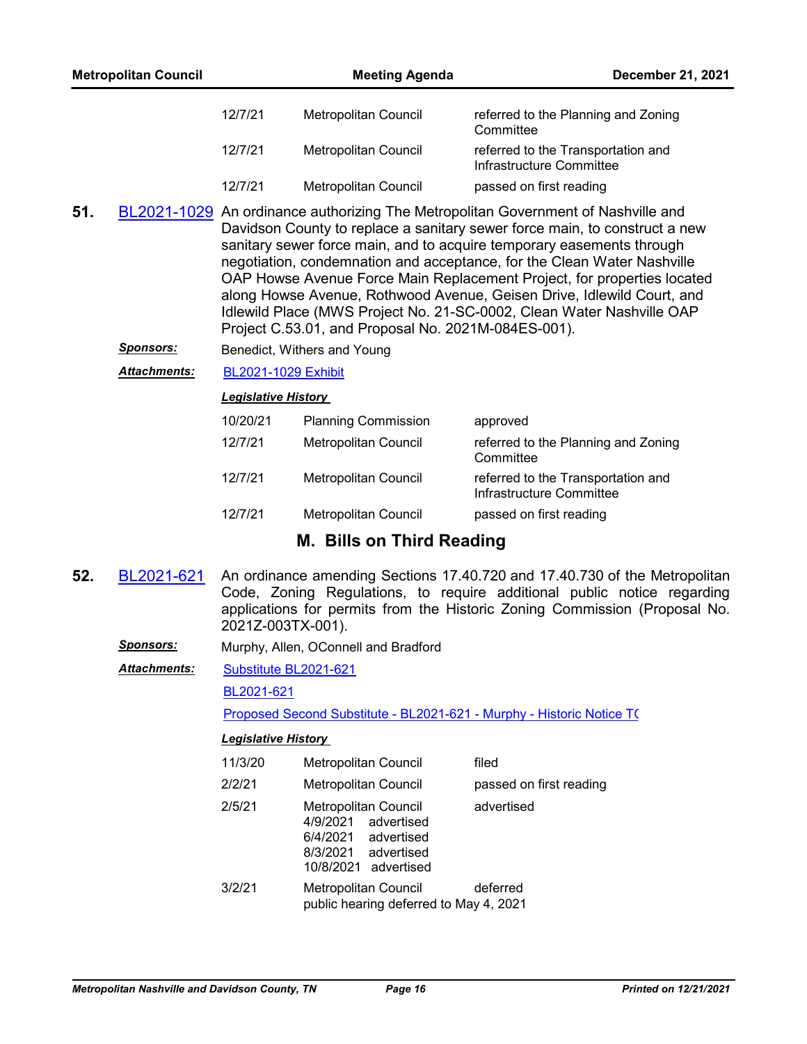| | | |
|---|---|---|
| 12/7/21 | Metropolitan Council | referred to the Planning and Zoning Committee |
| 12/7/21 | Metropolitan Council | referred to the Transportation and Infrastructure Committee |
| 12/7/21 | Metropolitan Council | passed on first reading |

**51.** BL2021-1029 An ordinance authorizing The Metropolitan Government of Nashville and Davidson County to replace a sanitary sewer force main, to construct a new sanitary sewer force main, and to acquire temporary easements through negotiation, condemnation and acceptance, for the Clean Water Nashville OAP Howse Avenue Force Main Replacement Project, for properties located along Howse Avenue, Rothwood Avenue, Geisen Drive, Idlewild Court, and Idlewild Place (MWS Project No. 21-SC-0002, Clean Water Nashville OAP Project C.53.01, and Proposal No. 2021M-084ES-001).

***Sponsors:*** Benedict, Withers and Young

***Attachments:*** BL2021-1029 Exhibit

***Legislative History***

| | | |
|---|---|---|
| 10/20/21 | Planning Commission | approved |
| 12/7/21 | Metropolitan Council | referred to the Planning and Zoning Committee |
| 12/7/21 | Metropolitan Council | referred to the Transportation and Infrastructure Committee |
| 12/7/21 | Metropolitan Council | passed on first reading |

## M. Bills on Third Reading

**52.** BL2021-621 An ordinance amending Sections 17.40.720 and 17.40.730 of the Metropolitan Code, Zoning Regulations, to require additional public notice regarding applications for permits from the Historic Zoning Commission (Proposal No. 2021Z-003TX-001).

***Sponsors:*** Murphy, Allen, OConnell and Bradford

***Attachments:*** Substitute BL2021-621

BL2021-621

Proposed Second Substitute - BL2021-621 - Murphy - Historic Notice TC

***Legislative History***

| | | |
|---|---|---|
| 11/3/20 | Metropolitan Council | filed |
| 2/2/21 | Metropolitan Council | passed on first reading |
| 2/5/21 | Metropolitan Council<br>4/9/2021 advertised<br>6/4/2021 advertised<br>8/3/2021 advertised<br>10/8/2021 advertised | advertised |
| 3/2/21 | Metropolitan Council<br>public hearing deferred to May 4, 2021 | deferred |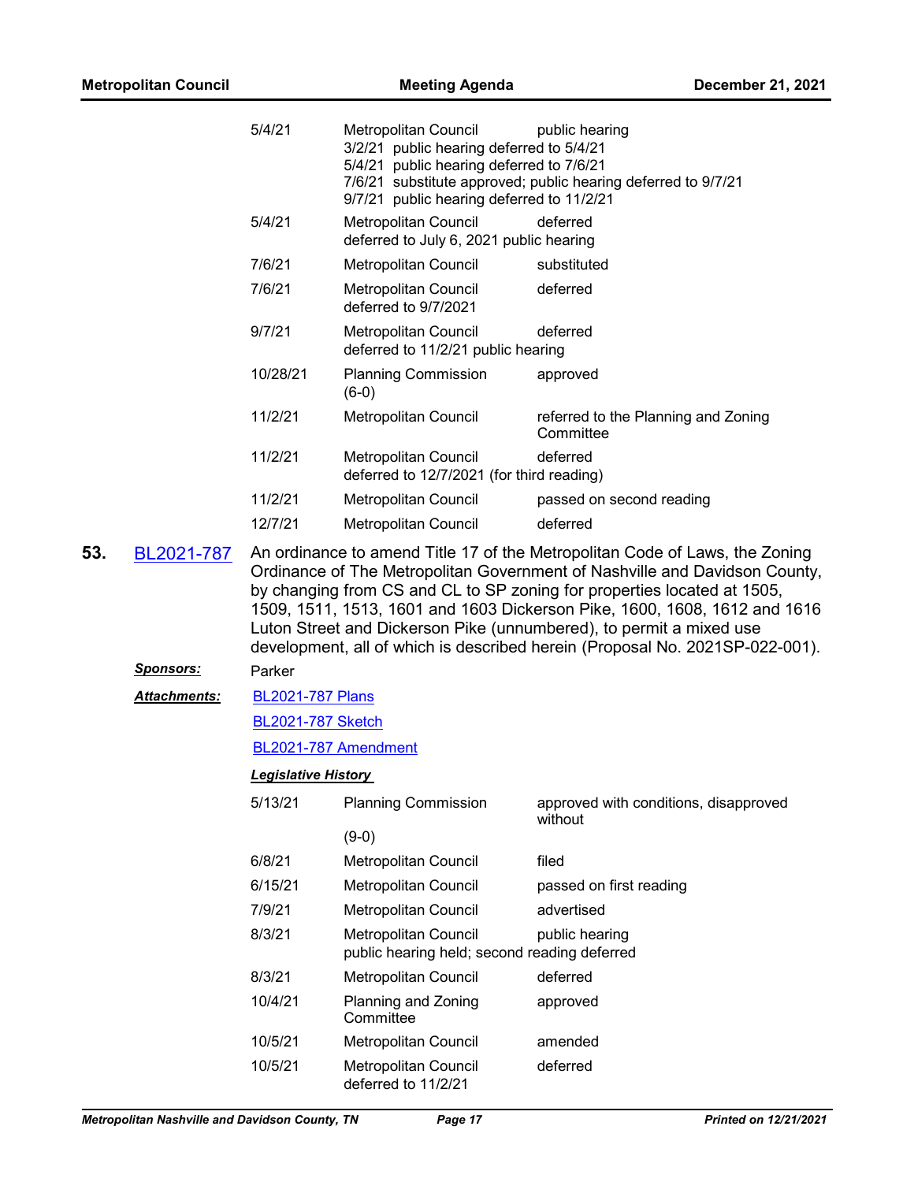| | | |
|---|---|---|
| 5/4/21 | Metropolitan Council<br>3/2/21 public hearing deferred to 5/4/21<br>5/4/21 public hearing deferred to 7/6/21<br>7/6/21 substitute approved; public hearing deferred to 9/7/21<br>9/7/21 public hearing deferred to 11/2/21 | public hearing |
| 5/4/21 | Metropolitan Council<br>deferred to July 6, 2021 public hearing | deferred |
| 7/6/21 | Metropolitan Council | substituted |
| 7/6/21 | Metropolitan Council<br>deferred to 9/7/2021 | deferred |
| 9/7/21 | Metropolitan Council<br>deferred to 11/2/21 public hearing | deferred |
| 10/28/21 | Planning Commission<br>(6-0) | approved |
| 11/2/21 | Metropolitan Council | referred to the Planning and Zoning Committee |
| 11/2/21 | Metropolitan Council<br>deferred to 12/7/2021 (for third reading) | deferred |
| 11/2/21 | Metropolitan Council | passed on second reading |
| 12/7/21 | Metropolitan Council | deferred |

**53.** BL2021-787 An ordinance to amend Title 17 of the Metropolitan Code of Laws, the Zoning Ordinance of The Metropolitan Government of Nashville and Davidson County, by changing from CS and CL to SP zoning for properties located at 1505, 1509, 1511, 1513, 1601 and 1603 Dickerson Pike, 1600, 1608, 1612 and 1616 Luton Street and Dickerson Pike (unnumbered), to permit a mixed use development, all of which is described herein (Proposal No. 2021SP-022-001).

***Sponsors:*** Parker

***Attachments:*** BL2021-787 Plans

BL2021-787 Sketch

BL2021-787 Amendment

***Legislative History***

| | | |
|---|---|---|
| 5/13/21 | Planning Commission<br>(9-0) | approved with conditions, disapproved without |
| 6/8/21 | Metropolitan Council | filed |
| 6/15/21 | Metropolitan Council | passed on first reading |
| 7/9/21 | Metropolitan Council | advertised |
| 8/3/21 | Metropolitan Council<br>public hearing held; second reading deferred | public hearing |
| 8/3/21 | Metropolitan Council | deferred |
| 10/4/21 | Planning and Zoning Committee | approved |
| 10/5/21 | Metropolitan Council | amended |
| 10/5/21 | Metropolitan Council<br>deferred to 11/2/21 | deferred |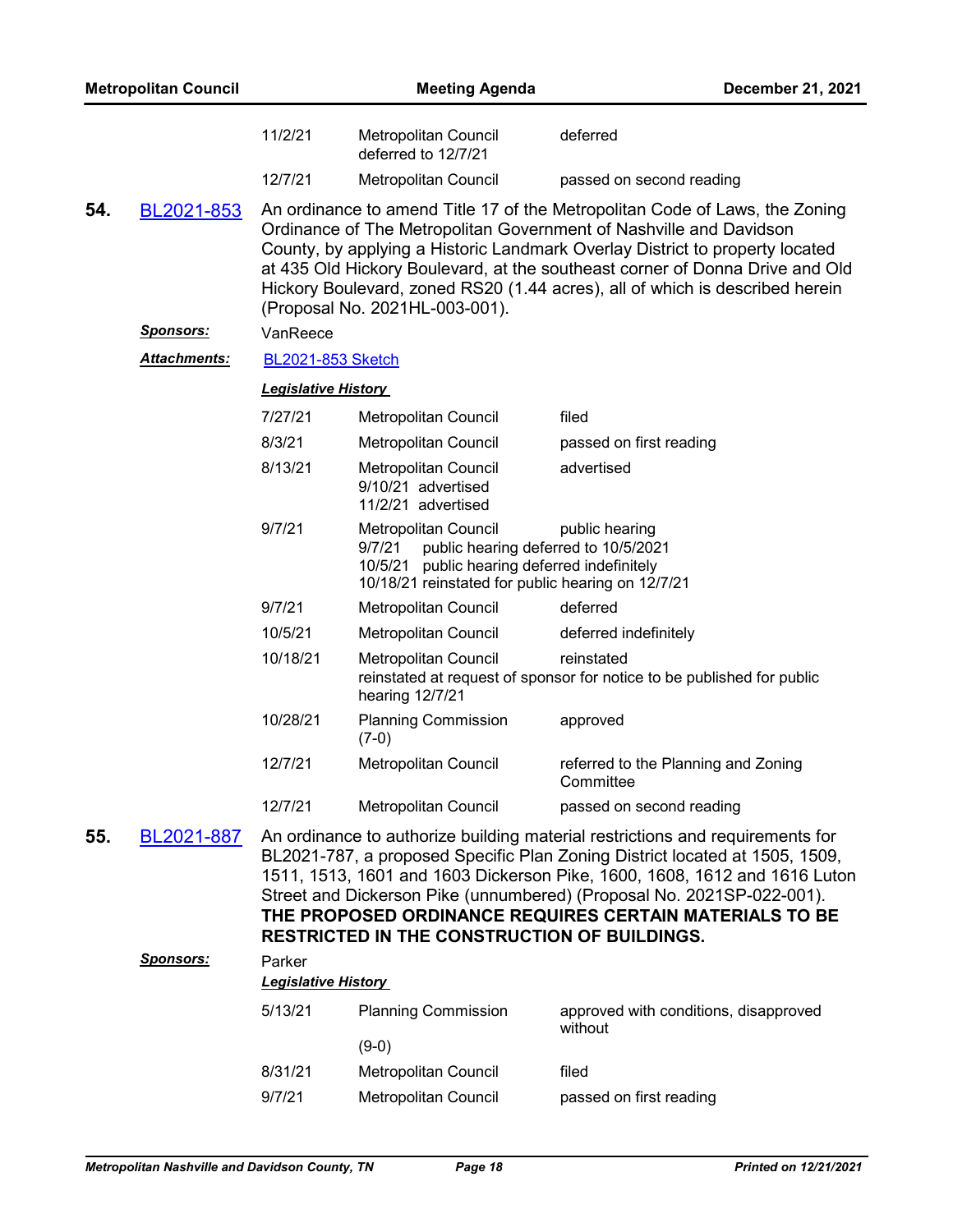| | | |
|---|---|---|
| 11/2/21 | Metropolitan Council deferred to 12/7/21 | deferred |
| 12/7/21 | Metropolitan Council | passed on second reading |

**54.** BL2021-853

An ordinance to amend Title 17 of the Metropolitan Code of Laws, the Zoning Ordinance of The Metropolitan Government of Nashville and Davidson County, by applying a Historic Landmark Overlay District to property located at 435 Old Hickory Boulevard, at the southeast corner of Donna Drive and Old Hickory Boulevard, zoned RS20 (1.44 acres), all of which is described herein (Proposal No. 2021HL-003-001).

***Sponsors:*** VanReece

***Attachments:*** BL2021-853 Sketch

***Legislative History***

| | | |
|---|---|---|
| 7/27/21 | Metropolitan Council | filed |
| 8/3/21 | Metropolitan Council | passed on first reading |
| 8/13/21 | Metropolitan Council<br>9/10/21 advertised<br>11/2/21 advertised | advertised |
| 9/7/21 | Metropolitan Council<br>9/7/21 public hearing deferred to 10/5/2021<br>10/5/21 public hearing deferred indefinitely<br>10/18/21 reinstated for public hearing on 12/7/21 | public hearing |
| 9/7/21 | Metropolitan Council | deferred |
| 10/5/21 | Metropolitan Council | deferred indefinitely |
| 10/18/21 | Metropolitan Council<br>reinstated at request of sponsor for notice to be published for public hearing 12/7/21 | reinstated |
| 10/28/21 | Planning Commission (7-0) | approved |
| 12/7/21 | Metropolitan Council | referred to the Planning and Zoning Committee |
| 12/7/21 | Metropolitan Council | passed on second reading |

**55.** BL2021-887

An ordinance to authorize building material restrictions and requirements for BL2021-787, a proposed Specific Plan Zoning District located at 1505, 1509, 1511, 1513, 1601 and 1603 Dickerson Pike, 1600, 1608, 1612 and 1616 Luton Street and Dickerson Pike (unnumbered) (Proposal No. 2021SP-022-001). **THE PROPOSED ORDINANCE REQUIRES CERTAIN MATERIALS TO BE RESTRICTED IN THE CONSTRUCTION OF BUILDINGS.**

***Sponsors:*** Parker

***Legislative History***

| | | |
|---|---|---|
| 5/13/21 | Planning Commission<br>(9-0) | approved with conditions, disapproved without |
| 8/31/21 | Metropolitan Council | filed |
| 9/7/21 | Metropolitan Council | passed on first reading |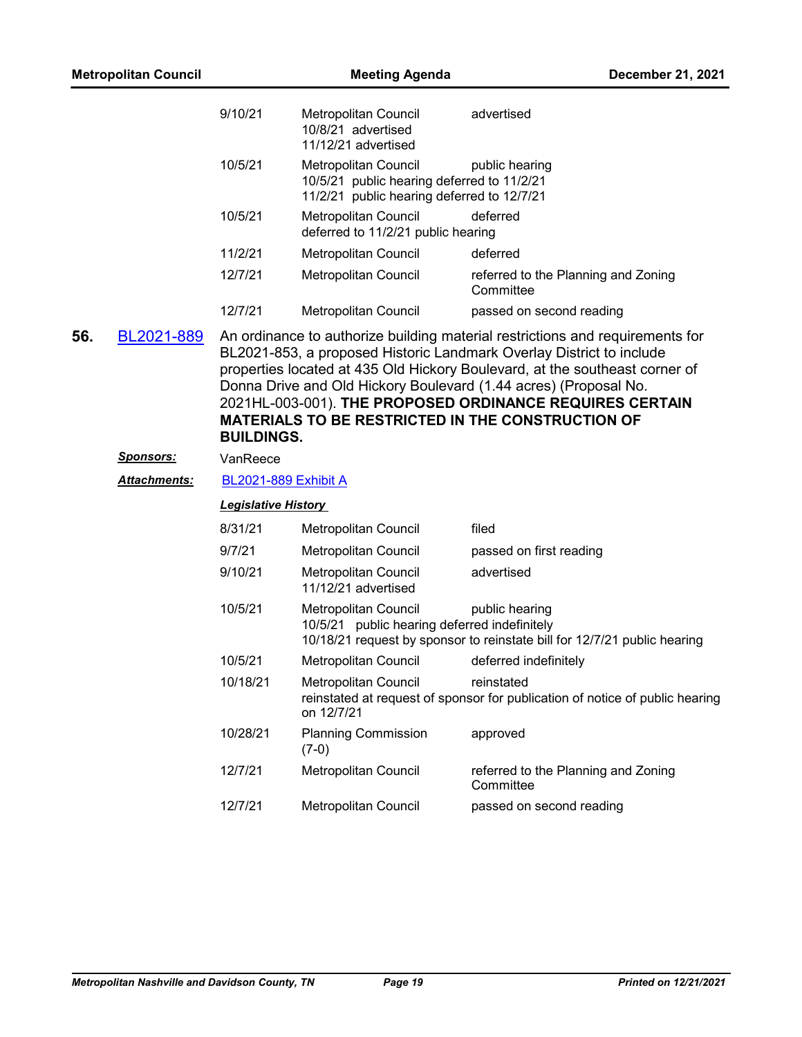| | | |
|---|---|---|
| 9/10/21 | Metropolitan Council<br>10/8/21 advertised<br>11/12/21 advertised | advertised |
| 10/5/21 | Metropolitan Council<br>10/5/21 public hearing deferred to 11/2/21<br>11/2/21 public hearing deferred to 12/7/21 | public hearing |
| 10/5/21 | Metropolitan Council<br>deferred to 11/2/21 public hearing | deferred |
| 11/2/21 | Metropolitan Council | deferred |
| 12/7/21 | Metropolitan Council | referred to the Planning and Zoning Committee |
| 12/7/21 | Metropolitan Council | passed on second reading |

**56.** BL2021-889

An ordinance to authorize building material restrictions and requirements for BL2021-853, a proposed Historic Landmark Overlay District to include properties located at 435 Old Hickory Boulevard, at the southeast corner of Donna Drive and Old Hickory Boulevard (1.44 acres) (Proposal No. 2021HL-003-001). **THE PROPOSED ORDINANCE REQUIRES CERTAIN MATERIALS TO BE RESTRICTED IN THE CONSTRUCTION OF BUILDINGS.**

***Sponsors:*** VanReece

***Attachments:*** BL2021-889 Exhibit A

***Legislative History***

| | | |
|---|---|---|
| 8/31/21 | Metropolitan Council | filed |
| 9/7/21 | Metropolitan Council | passed on first reading |
| 9/10/21 | Metropolitan Council<br>11/12/21 advertised | advertised |
| 10/5/21 | Metropolitan Council<br>10/5/21 public hearing deferred indefinitely<br>10/18/21 request by sponsor to reinstate bill for 12/7/21 public hearing | public hearing |
| 10/5/21 | Metropolitan Council | deferred indefinitely |
| 10/18/21 | Metropolitan Council<br>reinstated at request of sponsor for publication of notice of public hearing on 12/7/21 | reinstated |
| 10/28/21 | Planning Commission (7-0) | approved |
| 12/7/21 | Metropolitan Council | referred to the Planning and Zoning Committee |
| 12/7/21 | Metropolitan Council | passed on second reading |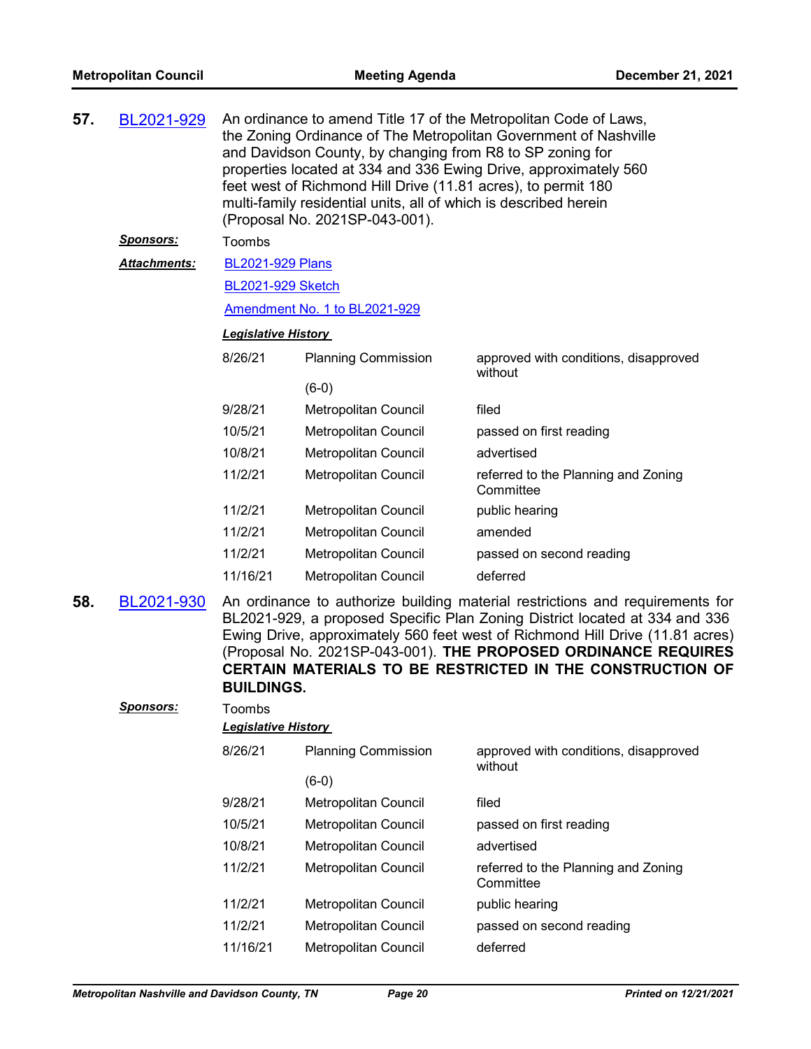**57.** BL2021-929 An ordinance to amend Title 17 of the Metropolitan Code of Laws, the Zoning Ordinance of The Metropolitan Government of Nashville and Davidson County, by changing from R8 to SP zoning for properties located at 334 and 336 Ewing Drive, approximately 560 feet west of Richmond Hill Drive (11.81 acres), to permit 180 multi-family residential units, all of which is described herein (Proposal No. 2021SP-043-001).

***Sponsors:*** Toombs

***Attachments:*** BL2021-929 Plans

BL2021-929 Sketch

Amendment No. 1 to BL2021-929

***Legislative History***

| | | |
|---|---|---|
| 8/26/21 | Planning Commission (6-0) | approved with conditions, disapproved without |
| 9/28/21 | Metropolitan Council | filed |
| 10/5/21 | Metropolitan Council | passed on first reading |
| 10/8/21 | Metropolitan Council | advertised |
| 11/2/21 | Metropolitan Council | referred to the Planning and Zoning Committee |
| 11/2/21 | Metropolitan Council | public hearing |
| 11/2/21 | Metropolitan Council | amended |
| 11/2/21 | Metropolitan Council | passed on second reading |
| 11/16/21 | Metropolitan Council | deferred |

**58.** BL2021-930 An ordinance to authorize building material restrictions and requirements for BL2021-929, a proposed Specific Plan Zoning District located at 334 and 336 Ewing Drive, approximately 560 feet west of Richmond Hill Drive (11.81 acres) (Proposal No. 2021SP-043-001). **THE PROPOSED ORDINANCE REQUIRES CERTAIN MATERIALS TO BE RESTRICTED IN THE CONSTRUCTION OF BUILDINGS.**

***Sponsors:*** Toombs

***Legislative History***

| | | |
|---|---|---|
| 8/26/21 | Planning Commission (6-0) | approved with conditions, disapproved without |
| 9/28/21 | Metropolitan Council | filed |
| 10/5/21 | Metropolitan Council | passed on first reading |
| 10/8/21 | Metropolitan Council | advertised |
| 11/2/21 | Metropolitan Council | referred to the Planning and Zoning Committee |
| 11/2/21 | Metropolitan Council | public hearing |
| 11/2/21 | Metropolitan Council | passed on second reading |
| 11/16/21 | Metropolitan Council | deferred |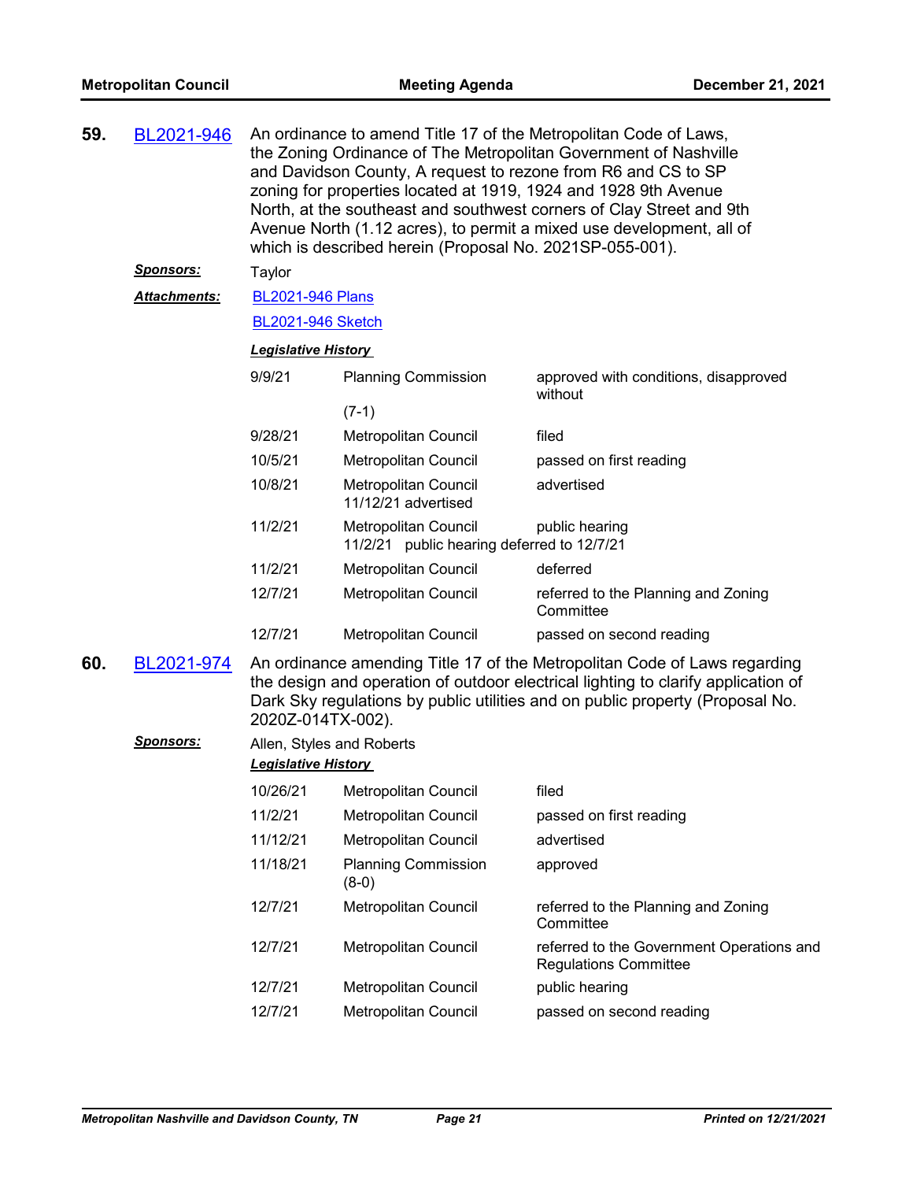**59.** BL2021-946 An ordinance to amend Title 17 of the Metropolitan Code of Laws, the Zoning Ordinance of The Metropolitan Government of Nashville and Davidson County, A request to rezone from R6 and CS to SP zoning for properties located at 1919, 1924 and 1928 9th Avenue North, at the southeast and southwest corners of Clay Street and 9th Avenue North (1.12 acres), to permit a mixed use development, all of which is described herein (Proposal No. 2021SP-055-001).

***Sponsors:*** Taylor

***Attachments:*** BL2021-946 Plans

BL2021-946 Sketch

***Legislative History***

| | | |
|---|---|---|
| 9/9/21 | Planning Commission (7-1) | approved with conditions, disapproved without |
| 9/28/21 | Metropolitan Council | filed |
| 10/5/21 | Metropolitan Council | passed on first reading |
| 10/8/21 | Metropolitan Council 11/12/21 advertised | advertised |
| 11/2/21 | Metropolitan Council 11/2/21 public hearing deferred to 12/7/21 | public hearing |
| 11/2/21 | Metropolitan Council | deferred |
| 12/7/21 | Metropolitan Council | referred to the Planning and Zoning Committee |
| 12/7/21 | Metropolitan Council | passed on second reading |

**60.** BL2021-974 An ordinance amending Title 17 of the Metropolitan Code of Laws regarding the design and operation of outdoor electrical lighting to clarify application of Dark Sky regulations by public utilities and on public property (Proposal No. 2020Z-014TX-002).

***Sponsors:*** Allen, Styles and Roberts

***Legislative History***

| | | |
|---|---|---|
| 10/26/21 | Metropolitan Council | filed |
| 11/2/21 | Metropolitan Council | passed on first reading |
| 11/12/21 | Metropolitan Council | advertised |
| 11/18/21 | Planning Commission (8-0) | approved |
| 12/7/21 | Metropolitan Council | referred to the Planning and Zoning Committee |
| 12/7/21 | Metropolitan Council | referred to the Government Operations and Regulations Committee |
| 12/7/21 | Metropolitan Council | public hearing |
| 12/7/21 | Metropolitan Council | passed on second reading |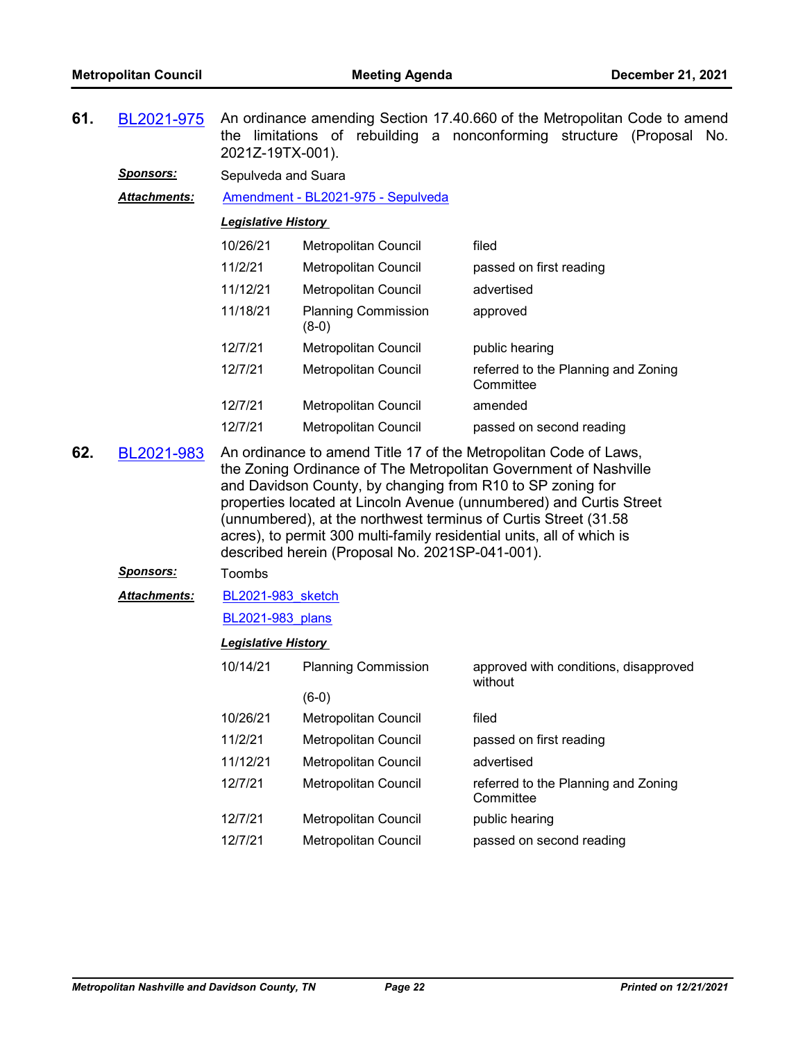**61.** BL2021-975 An ordinance amending Section 17.40.660 of the Metropolitan Code to amend the limitations of rebuilding a nonconforming structure (Proposal No. 2021Z-19TX-001).

***Sponsors:*** Sepulveda and Suara

***Attachments:*** Amendment - BL2021-975 - Sepulveda

***Legislative History***

| | | |
|---|---|---|
| 10/26/21 | Metropolitan Council | filed |
| 11/2/21 | Metropolitan Council | passed on first reading |
| 11/12/21 | Metropolitan Council | advertised |
| 11/18/21 | Planning Commission (8-0) | approved |
| 12/7/21 | Metropolitan Council | public hearing |
| 12/7/21 | Metropolitan Council | referred to the Planning and Zoning Committee |
| 12/7/21 | Metropolitan Council | amended |
| 12/7/21 | Metropolitan Council | passed on second reading |

**62.** BL2021-983 An ordinance to amend Title 17 of the Metropolitan Code of Laws, the Zoning Ordinance of The Metropolitan Government of Nashville and Davidson County, by changing from R10 to SP zoning for properties located at Lincoln Avenue (unnumbered) and Curtis Street (unnumbered), at the northwest terminus of Curtis Street (31.58 acres), to permit 300 multi-family residential units, all of which is described herein (Proposal No. 2021SP-041-001).

***Sponsors:*** Toombs

***Attachments:*** BL2021-983_sketch

BL2021-983_plans

***Legislative History***

| | | |
|---|---|---|
| 10/14/21 | Planning Commission (6-0) | approved with conditions, disapproved without |
| 10/26/21 | Metropolitan Council | filed |
| 11/2/21 | Metropolitan Council | passed on first reading |
| 11/12/21 | Metropolitan Council | advertised |
| 12/7/21 | Metropolitan Council | referred to the Planning and Zoning Committee |
| 12/7/21 | Metropolitan Council | public hearing |
| 12/7/21 | Metropolitan Council | passed on second reading |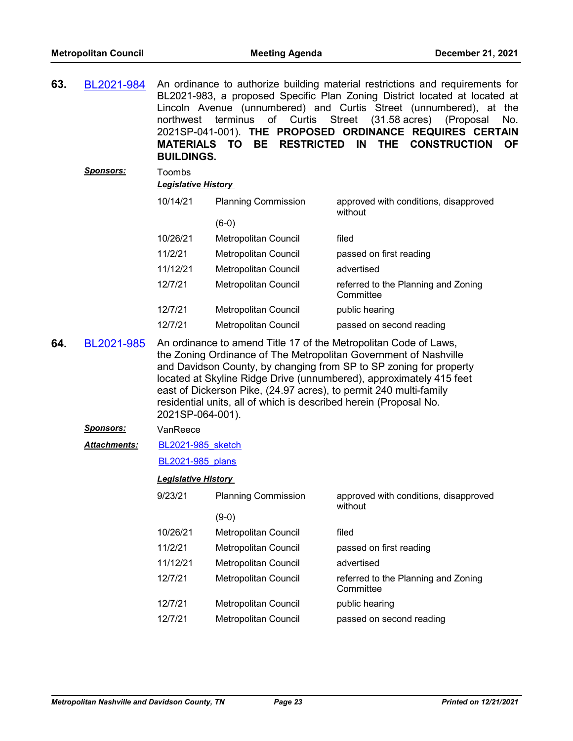**63.** BL2021-984 An ordinance to authorize building material restrictions and requirements for BL2021-983, a proposed Specific Plan Zoning District located at located at Lincoln Avenue (unnumbered) and Curtis Street (unnumbered), at the northwest terminus of Curtis Street (31.58 acres) (Proposal No. 2021SP-041-001). **THE PROPOSED ORDINANCE REQUIRES CERTAIN MATERIALS TO BE RESTRICTED IN THE CONSTRUCTION OF BUILDINGS.**

***Sponsors:*** Toombs

***Legislative History***

| | | |
|---|---|---|
| 10/14/21 | Planning Commission (6-0) | approved with conditions, disapproved without |
| 10/26/21 | Metropolitan Council | filed |
| 11/2/21 | Metropolitan Council | passed on first reading |
| 11/12/21 | Metropolitan Council | advertised |
| 12/7/21 | Metropolitan Council | referred to the Planning and Zoning Committee |
| 12/7/21 | Metropolitan Council | public hearing |
| 12/7/21 | Metropolitan Council | passed on second reading |

**64.** BL2021-985 An ordinance to amend Title 17 of the Metropolitan Code of Laws, the Zoning Ordinance of The Metropolitan Government of Nashville and Davidson County, by changing from SP to SP zoning for property located at Skyline Ridge Drive (unnumbered), approximately 415 feet east of Dickerson Pike, (24.97 acres), to permit 240 multi-family residential units, all of which is described herein (Proposal No. 2021SP-064-001).

***Sponsors:*** VanReece

***Attachments:*** BL2021-985_sketch

BL2021-985_plans

***Legislative History***

| | | |
|---|---|---|
| 9/23/21 | Planning Commission (9-0) | approved with conditions, disapproved without |
| 10/26/21 | Metropolitan Council | filed |
| 11/2/21 | Metropolitan Council | passed on first reading |
| 11/12/21 | Metropolitan Council | advertised |
| 12/7/21 | Metropolitan Council | referred to the Planning and Zoning Committee |
| 12/7/21 | Metropolitan Council | public hearing |
| 12/7/21 | Metropolitan Council | passed on second reading |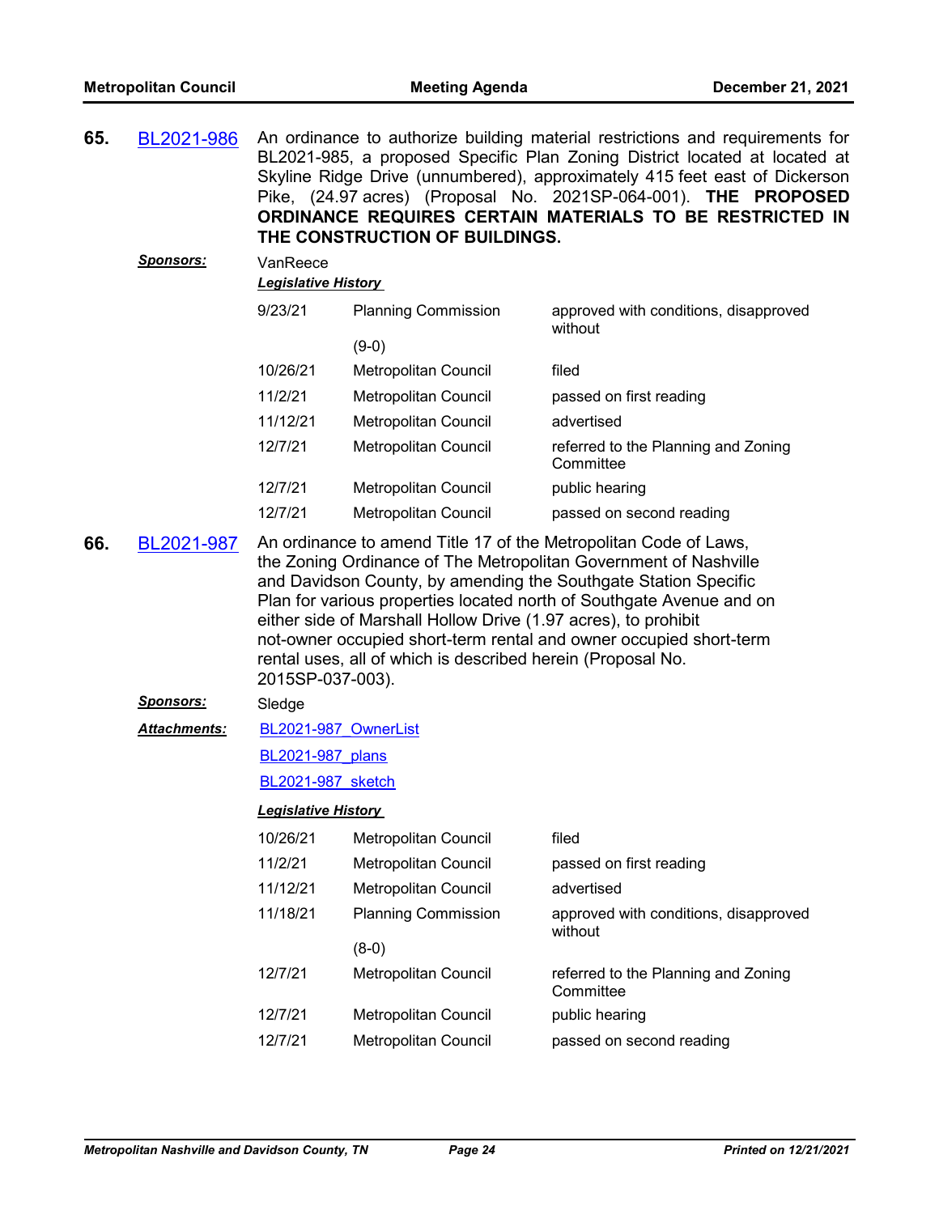**65.** BL2021-986 An ordinance to authorize building material restrictions and requirements for BL2021-985, a proposed Specific Plan Zoning District located at located at Skyline Ridge Drive (unnumbered), approximately 415 feet east of Dickerson Pike, (24.97 acres) (Proposal No. 2021SP-064-001). **THE PROPOSED ORDINANCE REQUIRES CERTAIN MATERIALS TO BE RESTRICTED IN THE CONSTRUCTION OF BUILDINGS.**

***Sponsors:*** VanReece

***Legislative History***

| | | |
|---|---|---|
| 9/23/21 | Planning Commission (9-0) | approved with conditions, disapproved without |
| 10/26/21 | Metropolitan Council | filed |
| 11/2/21 | Metropolitan Council | passed on first reading |
| 11/12/21 | Metropolitan Council | advertised |
| 12/7/21 | Metropolitan Council | referred to the Planning and Zoning Committee |
| 12/7/21 | Metropolitan Council | public hearing |
| 12/7/21 | Metropolitan Council | passed on second reading |

**66.** BL2021-987 An ordinance to amend Title 17 of the Metropolitan Code of Laws, the Zoning Ordinance of The Metropolitan Government of Nashville and Davidson County, by amending the Southgate Station Specific Plan for various properties located north of Southgate Avenue and on either side of Marshall Hollow Drive (1.97 acres), to prohibit not-owner occupied short-term rental and owner occupied short-term rental uses, all of which is described herein (Proposal No. 2015SP-037-003).

***Sponsors:*** Sledge

***Attachments:*** BL2021-987_OwnerList

BL2021-987_plans

BL2021-987_sketch

***Legislative History***

| | | |
|---|---|---|
| 10/26/21 | Metropolitan Council | filed |
| 11/2/21 | Metropolitan Council | passed on first reading |
| 11/12/21 | Metropolitan Council | advertised |
| 11/18/21 | Planning Commission (8-0) | approved with conditions, disapproved without |
| 12/7/21 | Metropolitan Council | referred to the Planning and Zoning Committee |
| 12/7/21 | Metropolitan Council | public hearing |
| 12/7/21 | Metropolitan Council | passed on second reading |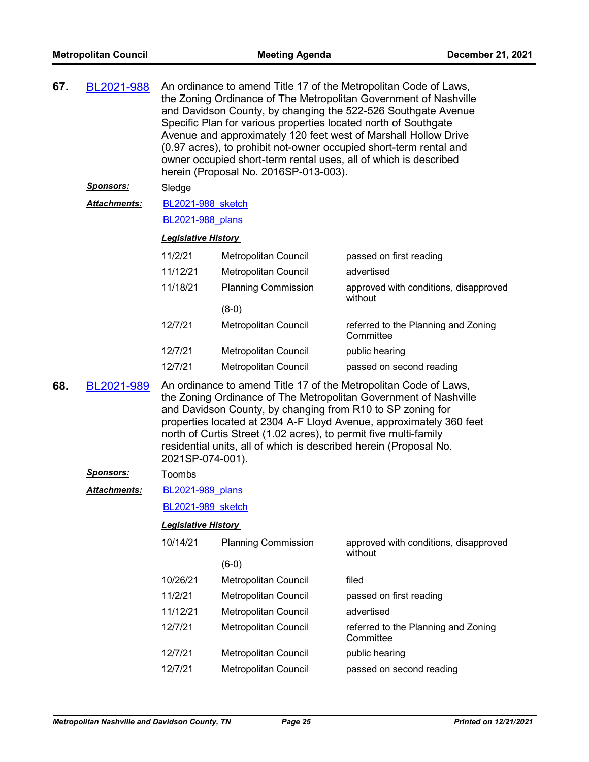**67.** BL2021-988 An ordinance to amend Title 17 of the Metropolitan Code of Laws, the Zoning Ordinance of The Metropolitan Government of Nashville and Davidson County, by changing the 522-526 Southgate Avenue Specific Plan for various properties located north of Southgate Avenue and approximately 120 feet west of Marshall Hollow Drive (0.97 acres), to prohibit not-owner occupied short-term rental and owner occupied short-term rental uses, all of which is described herein (Proposal No. 2016SP-013-003).

***Sponsors:*** Sledge

***Attachments:*** BL2021-988_sketch

BL2021-988_plans

***Legislative History***

| | | |
|---|---|---|
| 11/2/21 | Metropolitan Council | passed on first reading |
| 11/12/21 | Metropolitan Council | advertised |
| 11/18/21 | Planning Commission (8-0) | approved with conditions, disapproved without |
| 12/7/21 | Metropolitan Council | referred to the Planning and Zoning Committee |
| 12/7/21 | Metropolitan Council | public hearing |
| 12/7/21 | Metropolitan Council | passed on second reading |

**68.** BL2021-989 An ordinance to amend Title 17 of the Metropolitan Code of Laws, the Zoning Ordinance of The Metropolitan Government of Nashville and Davidson County, by changing from R10 to SP zoning for properties located at 2304 A-F Lloyd Avenue, approximately 360 feet north of Curtis Street (1.02 acres), to permit five multi-family residential units, all of which is described herein (Proposal No. 2021SP-074-001).

***Sponsors:*** Toombs

***Attachments:*** BL2021-989_plans

BL2021-989_sketch

***Legislative History***

| | | |
|---|---|---|
| 10/14/21 | Planning Commission (6-0) | approved with conditions, disapproved without |
| 10/26/21 | Metropolitan Council | filed |
| 11/2/21 | Metropolitan Council | passed on first reading |
| 11/12/21 | Metropolitan Council | advertised |
| 12/7/21 | Metropolitan Council | referred to the Planning and Zoning Committee |
| 12/7/21 | Metropolitan Council | public hearing |
| 12/7/21 | Metropolitan Council | passed on second reading |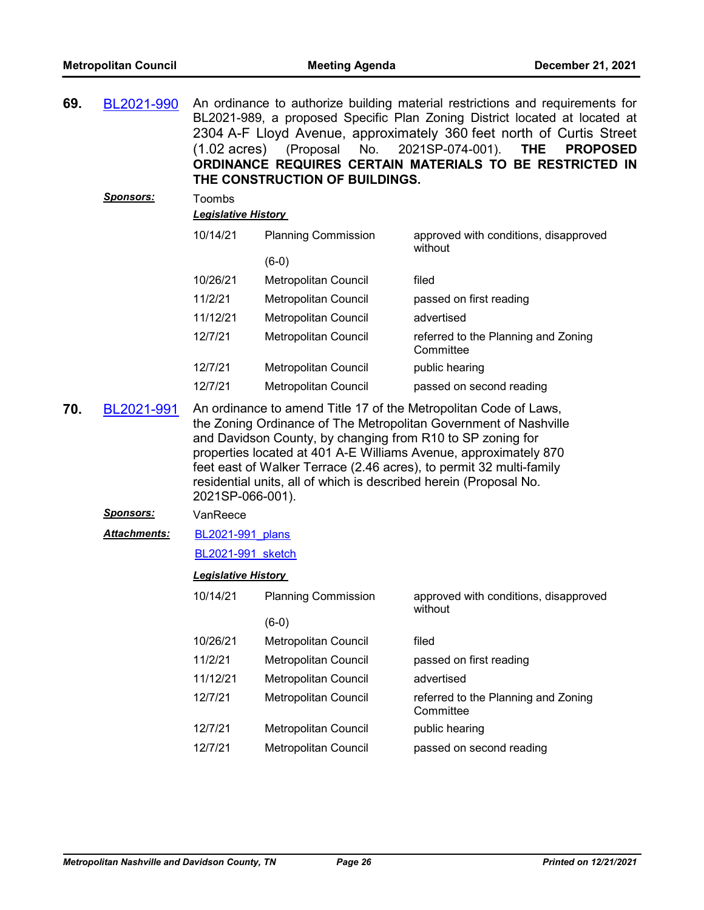**69.** BL2021-990 An ordinance to authorize building material restrictions and requirements for BL2021-989, a proposed Specific Plan Zoning District located at located at 2304 A-F Lloyd Avenue, approximately 360 feet north of Curtis Street (1.02 acres) (Proposal No. 2021SP-074-001). **THE PROPOSED ORDINANCE REQUIRES CERTAIN MATERIALS TO BE RESTRICTED IN THE CONSTRUCTION OF BUILDINGS.**

***Sponsors:*** Toombs

***Legislative History***

| | | |
|---|---|---|
| 10/14/21 | Planning Commission (6-0) | approved with conditions, disapproved without |
| 10/26/21 | Metropolitan Council | filed |
| 11/2/21 | Metropolitan Council | passed on first reading |
| 11/12/21 | Metropolitan Council | advertised |
| 12/7/21 | Metropolitan Council | referred to the Planning and Zoning Committee |
| 12/7/21 | Metropolitan Council | public hearing |
| 12/7/21 | Metropolitan Council | passed on second reading |

**70.** BL2021-991 An ordinance to amend Title 17 of the Metropolitan Code of Laws, the Zoning Ordinance of The Metropolitan Government of Nashville and Davidson County, by changing from R10 to SP zoning for properties located at 401 A-E Williams Avenue, approximately 870 feet east of Walker Terrace (2.46 acres), to permit 32 multi-family residential units, all of which is described herein (Proposal No. 2021SP-066-001).

***Sponsors:*** VanReece

***Attachments:*** BL2021-991_plans

BL2021-991_sketch

***Legislative History***

| | | |
|---|---|---|
| 10/14/21 | Planning Commission (6-0) | approved with conditions, disapproved without |
| 10/26/21 | Metropolitan Council | filed |
| 11/2/21 | Metropolitan Council | passed on first reading |
| 11/12/21 | Metropolitan Council | advertised |
| 12/7/21 | Metropolitan Council | referred to the Planning and Zoning Committee |
| 12/7/21 | Metropolitan Council | public hearing |
| 12/7/21 | Metropolitan Council | passed on second reading |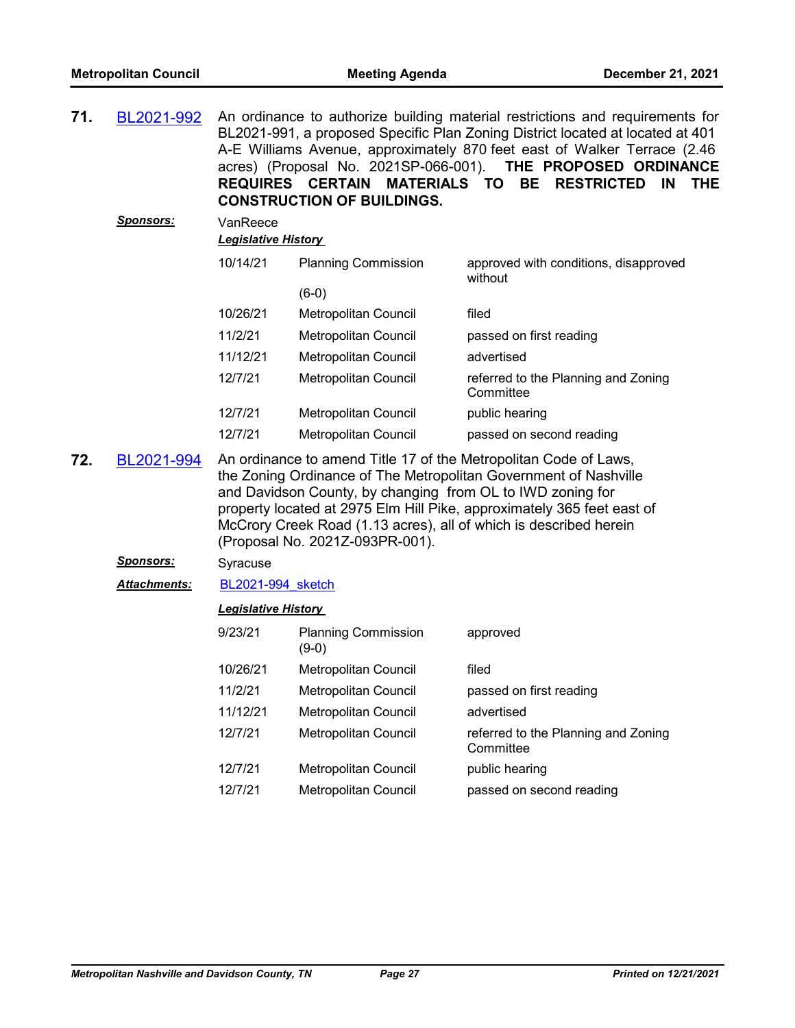**71.** BL2021-992 An ordinance to authorize building material restrictions and requirements for BL2021-991, a proposed Specific Plan Zoning District located at located at 401 A-E Williams Avenue, approximately 870 feet east of Walker Terrace (2.46 acres) (Proposal No. 2021SP-066-001). **THE PROPOSED ORDINANCE REQUIRES CERTAIN MATERIALS TO BE RESTRICTED IN THE CONSTRUCTION OF BUILDINGS.**

***Sponsors:*** VanReece

***Legislative History***

| | | |
|---|---|---|
| 10/14/21 | Planning Commission (6-0) | approved with conditions, disapproved without |
| 10/26/21 | Metropolitan Council | filed |
| 11/2/21 | Metropolitan Council | passed on first reading |
| 11/12/21 | Metropolitan Council | advertised |
| 12/7/21 | Metropolitan Council | referred to the Planning and Zoning Committee |
| 12/7/21 | Metropolitan Council | public hearing |
| 12/7/21 | Metropolitan Council | passed on second reading |

**72.** BL2021-994 An ordinance to amend Title 17 of the Metropolitan Code of Laws, the Zoning Ordinance of The Metropolitan Government of Nashville and Davidson County, by changing from OL to IWD zoning for property located at 2975 Elm Hill Pike, approximately 365 feet east of McCrory Creek Road (1.13 acres), all of which is described herein (Proposal No. 2021Z-093PR-001).

***Sponsors:*** Syracuse

***Attachments:*** BL2021-994_sketch

***Legislative History***

| | | |
|---|---|---|
| 9/23/21 | Planning Commission (9-0) | approved |
| 10/26/21 | Metropolitan Council | filed |
| 11/2/21 | Metropolitan Council | passed on first reading |
| 11/12/21 | Metropolitan Council | advertised |
| 12/7/21 | Metropolitan Council | referred to the Planning and Zoning Committee |
| 12/7/21 | Metropolitan Council | public hearing |
| 12/7/21 | Metropolitan Council | passed on second reading |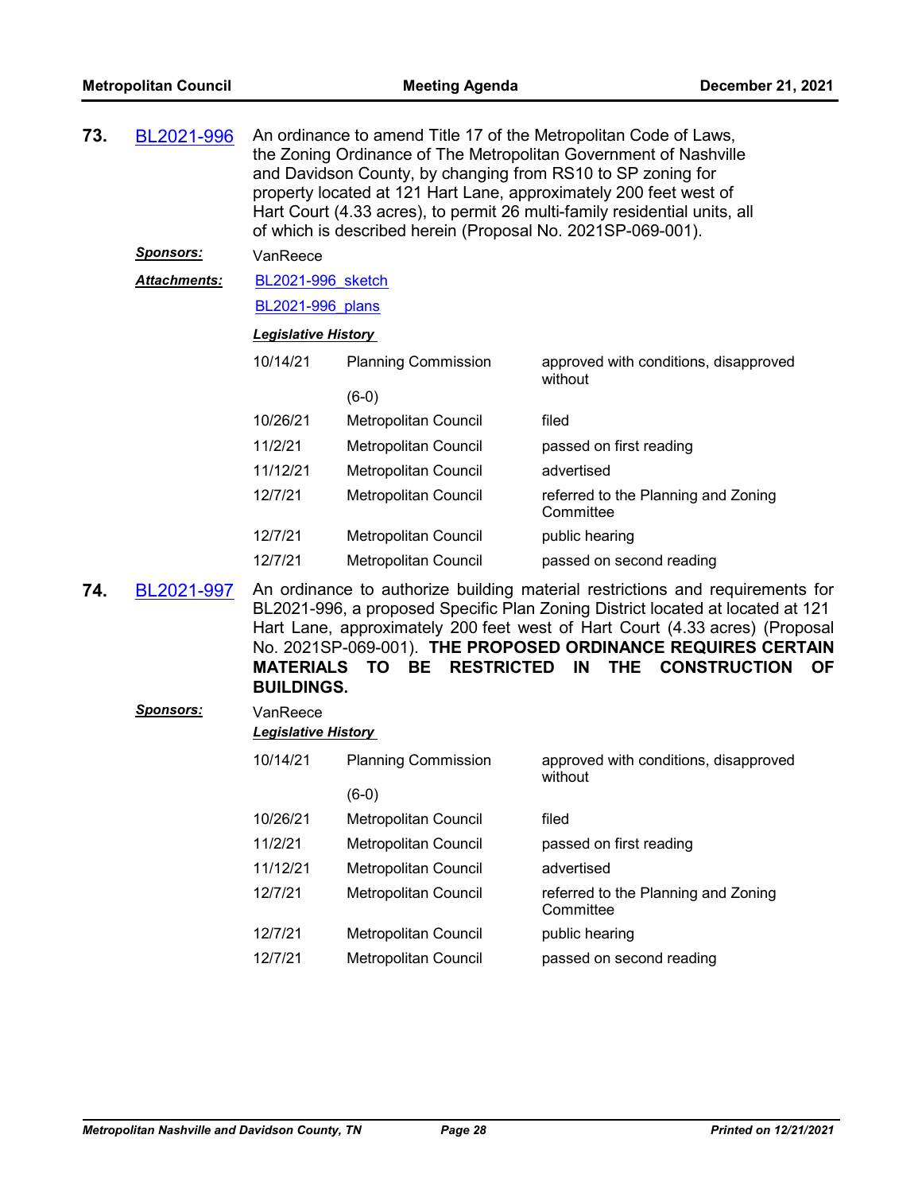**73.** BL2021-996 An ordinance to amend Title 17 of the Metropolitan Code of Laws, the Zoning Ordinance of The Metropolitan Government of Nashville and Davidson County, by changing from RS10 to SP zoning for property located at 121 Hart Lane, approximately 200 feet west of Hart Court (4.33 acres), to permit 26 multi-family residential units, all of which is described herein (Proposal No. 2021SP-069-001).

***Sponsors:*** VanReece

***Attachments:*** BL2021-996_sketch

BL2021-996_plans

***Legislative History***

| | | |
|---|---|---|
| 10/14/21 | Planning Commission (6-0) | approved with conditions, disapproved without |
| 10/26/21 | Metropolitan Council | filed |
| 11/2/21 | Metropolitan Council | passed on first reading |
| 11/12/21 | Metropolitan Council | advertised |
| 12/7/21 | Metropolitan Council | referred to the Planning and Zoning Committee |
| 12/7/21 | Metropolitan Council | public hearing |
| 12/7/21 | Metropolitan Council | passed on second reading |

**74.** BL2021-997 An ordinance to authorize building material restrictions and requirements for BL2021-996, a proposed Specific Plan Zoning District located at located at 121 Hart Lane, approximately 200 feet west of Hart Court (4.33 acres) (Proposal No. 2021SP-069-001). **THE PROPOSED ORDINANCE REQUIRES CERTAIN MATERIALS TO BE RESTRICTED IN THE CONSTRUCTION OF BUILDINGS.**

***Sponsors:*** VanReece

***Legislative History***

| | | |
|---|---|---|
| 10/14/21 | Planning Commission (6-0) | approved with conditions, disapproved without |
| 10/26/21 | Metropolitan Council | filed |
| 11/2/21 | Metropolitan Council | passed on first reading |
| 11/12/21 | Metropolitan Council | advertised |
| 12/7/21 | Metropolitan Council | referred to the Planning and Zoning Committee |
| 12/7/21 | Metropolitan Council | public hearing |
| 12/7/21 | Metropolitan Council | passed on second reading |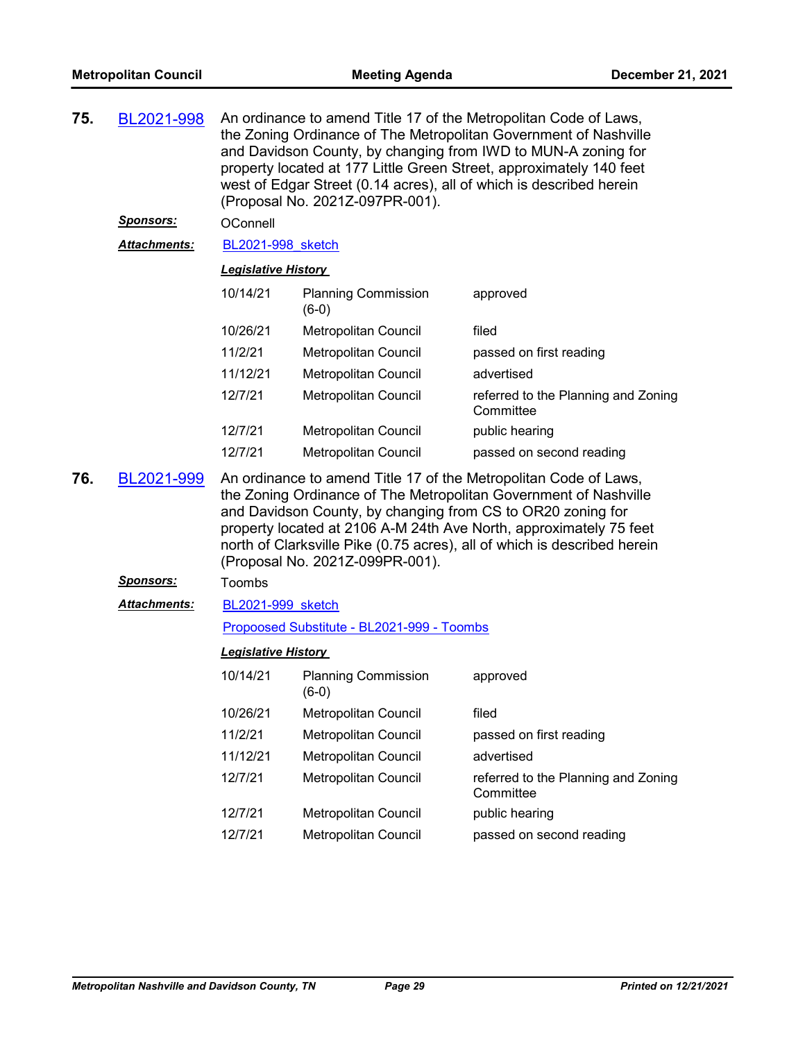**75.** BL2021-998 An ordinance to amend Title 17 of the Metropolitan Code of Laws, the Zoning Ordinance of The Metropolitan Government of Nashville and Davidson County, by changing from IWD to MUN-A zoning for property located at 177 Little Green Street, approximately 140 feet west of Edgar Street (0.14 acres), all of which is described herein (Proposal No. 2021Z-097PR-001).

***Sponsors:*** OConnell

***Attachments:*** BL2021-998_sketch

***Legislative History***

| | | |
|---|---|---|
| 10/14/21 | Planning Commission (6-0) | approved |
| 10/26/21 | Metropolitan Council | filed |
| 11/2/21 | Metropolitan Council | passed on first reading |
| 11/12/21 | Metropolitan Council | advertised |
| 12/7/21 | Metropolitan Council | referred to the Planning and Zoning Committee |
| 12/7/21 | Metropolitan Council | public hearing |
| 12/7/21 | Metropolitan Council | passed on second reading |

**76.** BL2021-999 An ordinance to amend Title 17 of the Metropolitan Code of Laws, the Zoning Ordinance of The Metropolitan Government of Nashville and Davidson County, by changing from CS to OR20 zoning for property located at 2106 A-M 24th Ave North, approximately 75 feet north of Clarksville Pike (0.75 acres), all of which is described herein (Proposal No. 2021Z-099PR-001).

***Sponsors:*** Toombs

***Attachments:*** BL2021-999_sketch

Propoosed Substitute - BL2021-999 - Toombs

***Legislative History***

| | | |
|---|---|---|
| 10/14/21 | Planning Commission (6-0) | approved |
| 10/26/21 | Metropolitan Council | filed |
| 11/2/21 | Metropolitan Council | passed on first reading |
| 11/12/21 | Metropolitan Council | advertised |
| 12/7/21 | Metropolitan Council | referred to the Planning and Zoning Committee |
| 12/7/21 | Metropolitan Council | public hearing |
| 12/7/21 | Metropolitan Council | passed on second reading |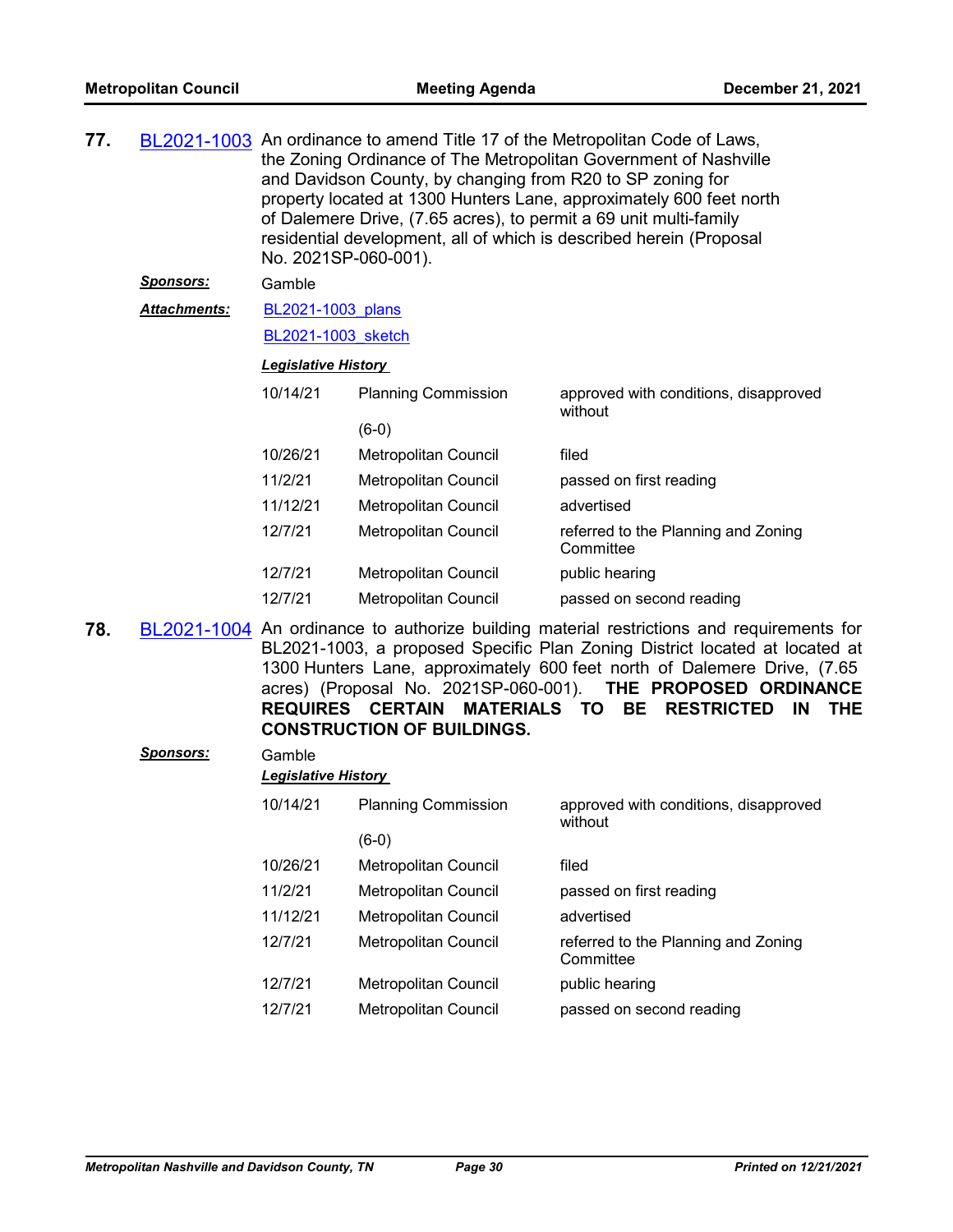**77.** BL2021-1003 An ordinance to amend Title 17 of the Metropolitan Code of Laws, the Zoning Ordinance of The Metropolitan Government of Nashville and Davidson County, by changing from R20 to SP zoning for property located at 1300 Hunters Lane, approximately 600 feet north of Dalemere Drive, (7.65 acres), to permit a 69 unit multi-family residential development, all of which is described herein (Proposal No. 2021SP-060-001).

***Sponsors:*** Gamble

***Attachments:*** BL2021-1003_plans

BL2021-1003_sketch

***Legislative History***

| | | |
|---|---|---|
| 10/14/21 | Planning Commission (6-0) | approved with conditions, disapproved without |
| 10/26/21 | Metropolitan Council | filed |
| 11/2/21 | Metropolitan Council | passed on first reading |
| 11/12/21 | Metropolitan Council | advertised |
| 12/7/21 | Metropolitan Council | referred to the Planning and Zoning Committee |
| 12/7/21 | Metropolitan Council | public hearing |
| 12/7/21 | Metropolitan Council | passed on second reading |

**78.** BL2021-1004 An ordinance to authorize building material restrictions and requirements for BL2021-1003, a proposed Specific Plan Zoning District at located at 1300 Hunters Lane, approximately 600 feet north of Dalemere Drive, (7.65 acres) (Proposal No. 2021SP-060-001). **THE PROPOSED ORDINANCE REQUIRES CERTAIN MATERIALS TO BE RESTRICTED IN THE CONSTRUCTION OF BUILDINGS.**

***Sponsors:*** Gamble

***Legislative History***

| | | |
|---|---|---|
| 10/14/21 | Planning Commission (6-0) | approved with conditions, disapproved without |
| 10/26/21 | Metropolitan Council | filed |
| 11/2/21 | Metropolitan Council | passed on first reading |
| 11/12/21 | Metropolitan Council | advertised |
| 12/7/21 | Metropolitan Council | referred to the Planning and Zoning Committee |
| 12/7/21 | Metropolitan Council | public hearing |
| 12/7/21 | Metropolitan Council | passed on second reading |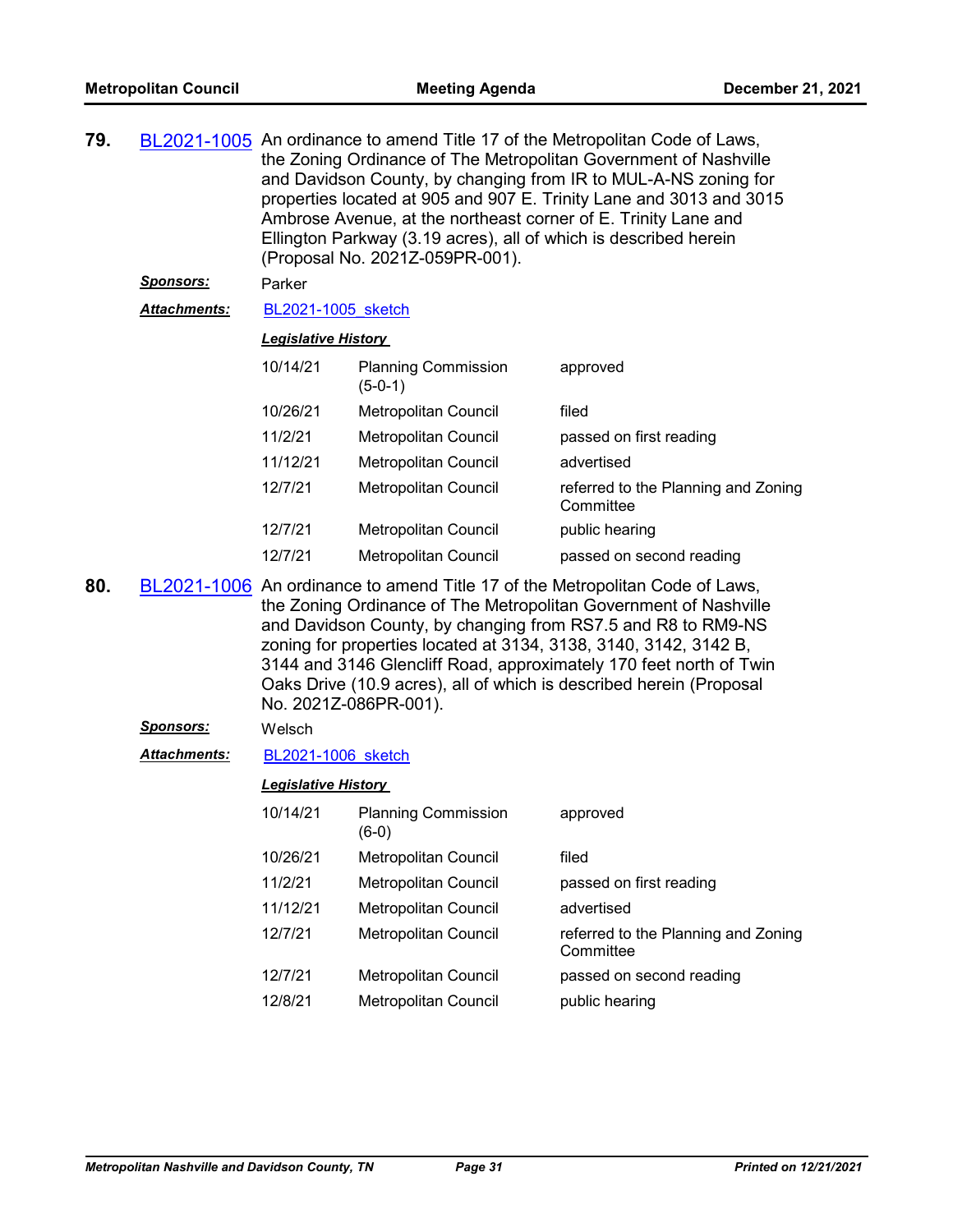**79.** BL2021-1005 An ordinance to amend Title 17 of the Metropolitan Code of Laws, the Zoning Ordinance of The Metropolitan Government of Nashville and Davidson County, by changing from IR to MUL-A-NS zoning for properties located at 905 and 907 E. Trinity Lane and 3013 and 3015 Ambrose Avenue, at the northeast corner of E. Trinity Lane and Ellington Parkway (3.19 acres), all of which is described herein (Proposal No. 2021Z-059PR-001).

***Sponsors:*** Parker

***Attachments:*** BL2021-1005_sketch

***Legislative History***

| | | |
|---|---|---|
| 10/14/21 | Planning Commission (5-0-1) | approved |
| 10/26/21 | Metropolitan Council | filed |
| 11/2/21 | Metropolitan Council | passed on first reading |
| 11/12/21 | Metropolitan Council | advertised |
| 12/7/21 | Metropolitan Council | referred to the Planning and Zoning Committee |
| 12/7/21 | Metropolitan Council | public hearing |
| 12/7/21 | Metropolitan Council | passed on second reading |

**80.** BL2021-1006 An ordinance to amend Title 17 of the Metropolitan Code of Laws, the Zoning Ordinance of The Metropolitan Government of Nashville and Davidson County, by changing from RS7.5 and R8 to RM9-NS zoning for properties located at 3134, 3138, 3140, 3142, 3142 B, 3144 and 3146 Glencliff Road, approximately 170 feet north of Twin Oaks Drive (10.9 acres), all of which is described herein (Proposal No. 2021Z-086PR-001).

***Sponsors:*** Welsch

***Attachments:*** BL2021-1006_sketch

***Legislative History***

| | | |
|---|---|---|
| 10/14/21 | Planning Commission (6-0) | approved |
| 10/26/21 | Metropolitan Council | filed |
| 11/2/21 | Metropolitan Council | passed on first reading |
| 11/12/21 | Metropolitan Council | advertised |
| 12/7/21 | Metropolitan Council | referred to the Planning and Zoning Committee |
| 12/7/21 | Metropolitan Council | passed on second reading |
| 12/8/21 | Metropolitan Council | public hearing |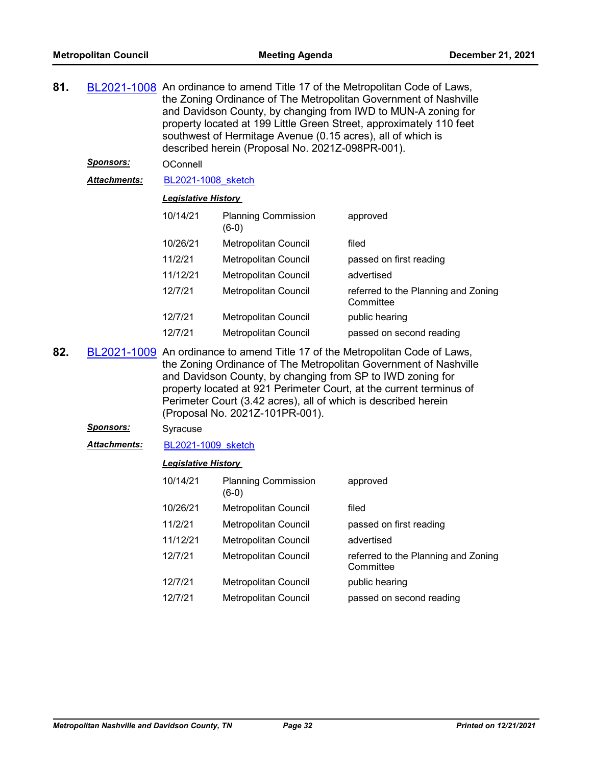**81.** BL2021-1008 An ordinance to amend Title 17 of the Metropolitan Code of Laws, the Zoning Ordinance of The Metropolitan Government of Nashville and Davidson County, by changing from IWD to MUN-A zoning for property located at 199 Little Green Street, approximately 110 feet southwest of Hermitage Avenue (0.15 acres), all of which is described herein (Proposal No. 2021Z-098PR-001).

***Sponsors:*** OConnell

***Attachments:*** BL2021-1008_sketch

***Legislative History***

| | | |
|---|---|---|
| 10/14/21 | Planning Commission (6-0) | approved |
| 10/26/21 | Metropolitan Council | filed |
| 11/2/21 | Metropolitan Council | passed on first reading |
| 11/12/21 | Metropolitan Council | advertised |
| 12/7/21 | Metropolitan Council | referred to the Planning and Zoning Committee |
| 12/7/21 | Metropolitan Council | public hearing |
| 12/7/21 | Metropolitan Council | passed on second reading |

**82.** BL2021-1009 An ordinance to amend Title 17 of the Metropolitan Code of Laws, the Zoning Ordinance of The Metropolitan Government of Nashville and Davidson County, by changing from SP to IWD zoning for property located at 921 Perimeter Court, at the current terminus of Perimeter Court (3.42 acres), all of which is described herein (Proposal No. 2021Z-101PR-001).

***Sponsors:*** Syracuse

***Attachments:*** BL2021-1009_sketch

***Legislative History***

| | | |
|---|---|---|
| 10/14/21 | Planning Commission (6-0) | approved |
| 10/26/21 | Metropolitan Council | filed |
| 11/2/21 | Metropolitan Council | passed on first reading |
| 11/12/21 | Metropolitan Council | advertised |
| 12/7/21 | Metropolitan Council | referred to the Planning and Zoning Committee |
| 12/7/21 | Metropolitan Council | public hearing |
| 12/7/21 | Metropolitan Council | passed on second reading |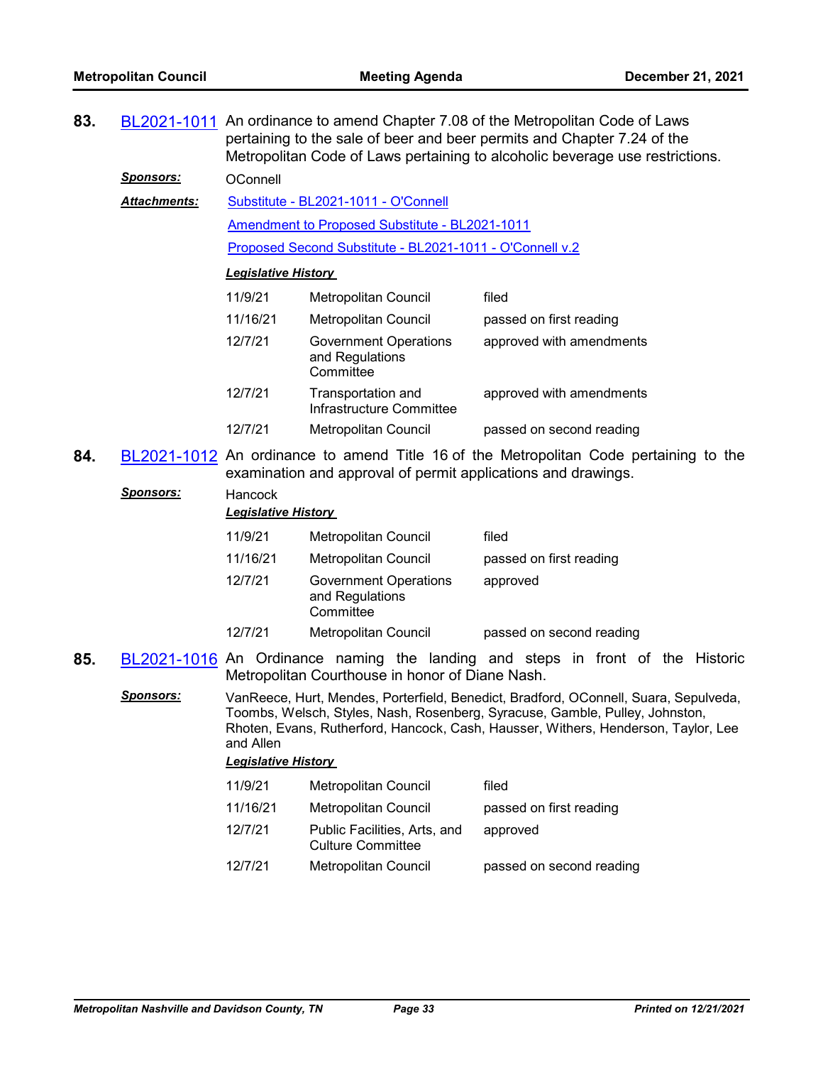**83.** BL2021-1011 An ordinance to amend Chapter 7.08 of the Metropolitan Code of Laws pertaining to the sale of beer and beer permits and Chapter 7.24 of the Metropolitan Code of Laws pertaining to alcoholic beverage use restrictions.

***Sponsors:*** OConnell

***Attachments:*** Substitute - BL2021-1011 - O'Connell

Amendment to Proposed Substitute - BL2021-1011

Proposed Second Substitute - BL2021-1011 - O'Connell v.2

***Legislative History***

| | | |
|---|---|---|
| 11/9/21 | Metropolitan Council | filed |
| 11/16/21 | Metropolitan Council | passed on first reading |
| 12/7/21 | Government Operations and Regulations Committee | approved with amendments |
| 12/7/21 | Transportation and Infrastructure Committee | approved with amendments |
| 12/7/21 | Metropolitan Council | passed on second reading |

**84.** BL2021-1012 An ordinance to amend Title 16 of the Metropolitan Code pertaining to the examination and approval of permit applications and drawings.

***Sponsors:*** Hancock

***Legislative History***

| | | |
|---|---|---|
| 11/9/21 | Metropolitan Council | filed |
| 11/16/21 | Metropolitan Council | passed on first reading |
| 12/7/21 | Government Operations and Regulations Committee | approved |
| 12/7/21 | Metropolitan Council | passed on second reading |

**85.** BL2021-1016 An Ordinance naming the landing and steps in front of the Historic Metropolitan Courthouse in honor of Diane Nash.

***Sponsors:*** VanReece, Hurt, Mendes, Porterfield, Benedict, Bradford, OConnell, Suara, Sepulveda, Toombs, Welsch, Styles, Nash, Rosenberg, Syracuse, Gamble, Pulley, Johnston, Rhoten, Evans, Rutherford, Hancock, Cash, Hausser, Withers, Henderson, Taylor, Lee and Allen

***Legislative History***

| | | |
|---|---|---|
| 11/9/21 | Metropolitan Council | filed |
| 11/16/21 | Metropolitan Council | passed on first reading |
| 12/7/21 | Public Facilities, Arts, and Culture Committee | approved |
| 12/7/21 | Metropolitan Council | passed on second reading |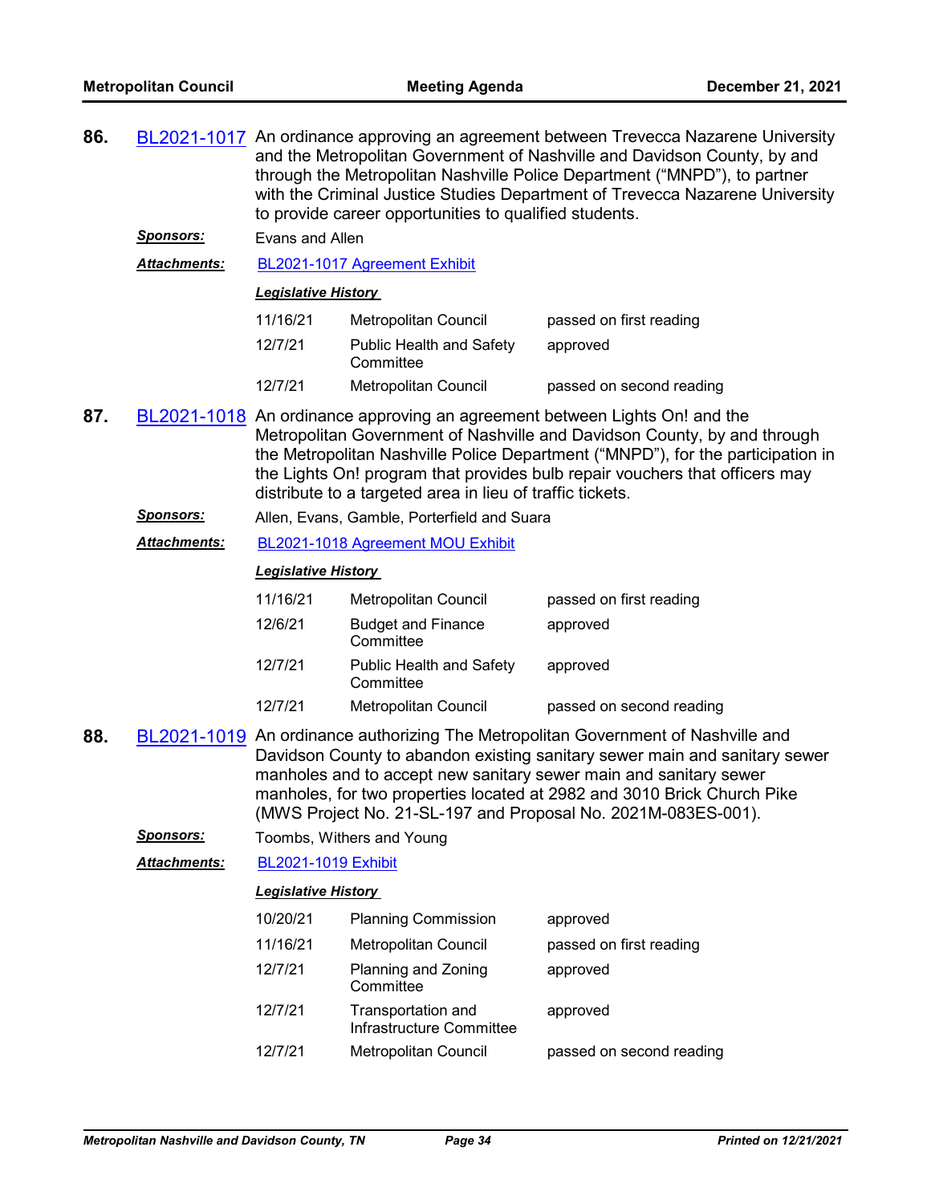**86.** BL2021-1017 An ordinance approving an agreement between Trevecca Nazarene University and the Metropolitan Government of Nashville and Davidson County, by and through the Metropolitan Nashville Police Department ("MNPD"), to partner with the Criminal Justice Studies Department of Trevecca Nazarene University to provide career opportunities to qualified students.

***Sponsors:*** Evans and Allen

***Attachments:*** BL2021-1017 Agreement Exhibit

***Legislative History***

| | | |
|---|---|---|
| 11/16/21 | Metropolitan Council | passed on first reading |
| 12/7/21 | Public Health and Safety Committee | approved |
| 12/7/21 | Metropolitan Council | passed on second reading |

**87.** BL2021-1018 An ordinance approving an agreement between Lights On! and the Metropolitan Government of Nashville and Davidson County, by and through the Metropolitan Nashville Police Department ("MNPD"), for the participation in the Lights On! program that provides bulb repair vouchers that officers may distribute to a targeted area in lieu of traffic tickets.

***Sponsors:*** Allen, Evans, Gamble, Porterfield and Suara

***Attachments:*** BL2021-1018 Agreement MOU Exhibit

***Legislative History***

| | | |
|---|---|---|
| 11/16/21 | Metropolitan Council | passed on first reading |
| 12/6/21 | Budget and Finance Committee | approved |
| 12/7/21 | Public Health and Safety Committee | approved |
| 12/7/21 | Metropolitan Council | passed on second reading |

**88.** BL2021-1019 An ordinance authorizing The Metropolitan Government of Nashville and Davidson County to abandon existing sanitary sewer main and sanitary sewer manholes and to accept new sanitary sewer main and sanitary sewer manholes, for two properties located at 2982 and 3010 Brick Church Pike (MWS Project No. 21-SL-197 and Proposal No. 2021M-083ES-001).

***Sponsors:*** Toombs, Withers and Young

***Attachments:*** BL2021-1019 Exhibit

***Legislative History***

| | | |
|---|---|---|
| 10/20/21 | Planning Commission | approved |
| 11/16/21 | Metropolitan Council | passed on first reading |
| 12/7/21 | Planning and Zoning Committee | approved |
| 12/7/21 | Transportation and Infrastructure Committee | approved |
| 12/7/21 | Metropolitan Council | passed on second reading |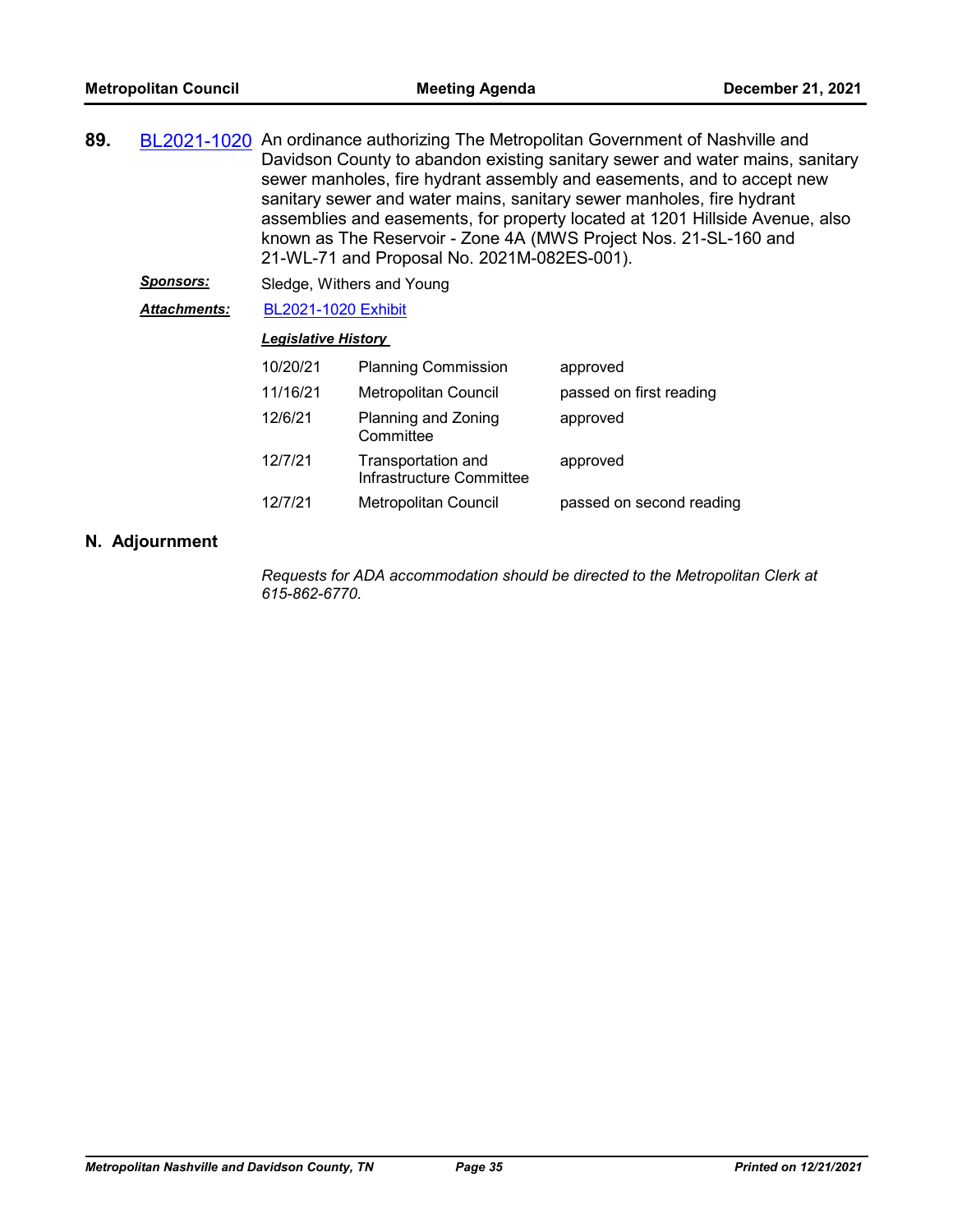**89.** BL2021-1020 An ordinance authorizing The Metropolitan Government of Nashville and Davidson County to abandon existing sanitary sewer and water mains, sanitary sewer manholes, fire hydrant assembly and easements, and to accept new sanitary sewer and water mains, sanitary sewer manholes, fire hydrant assemblies and easements, for property located at 1201 Hillside Avenue, also known as The Reservoir - Zone 4A (MWS Project Nos. 21-SL-160 and 21-WL-71 and Proposal No. 2021M-082ES-001).

***Sponsors:*** Sledge, Withers and Young

***Attachments:*** BL2021-1020 Exhibit

***Legislative History***

| | | |
|---|---|---|
| 10/20/21 | Planning Commission | approved |
| 11/16/21 | Metropolitan Council | passed on first reading |
| 12/6/21 | Planning and Zoning Committee | approved |
| 12/7/21 | Transportation and Infrastructure Committee | approved |
| 12/7/21 | Metropolitan Council | passed on second reading |

## N. Adjournment

*Requests for ADA accommodation should be directed to the Metropolitan Clerk at 615-862-6770.*